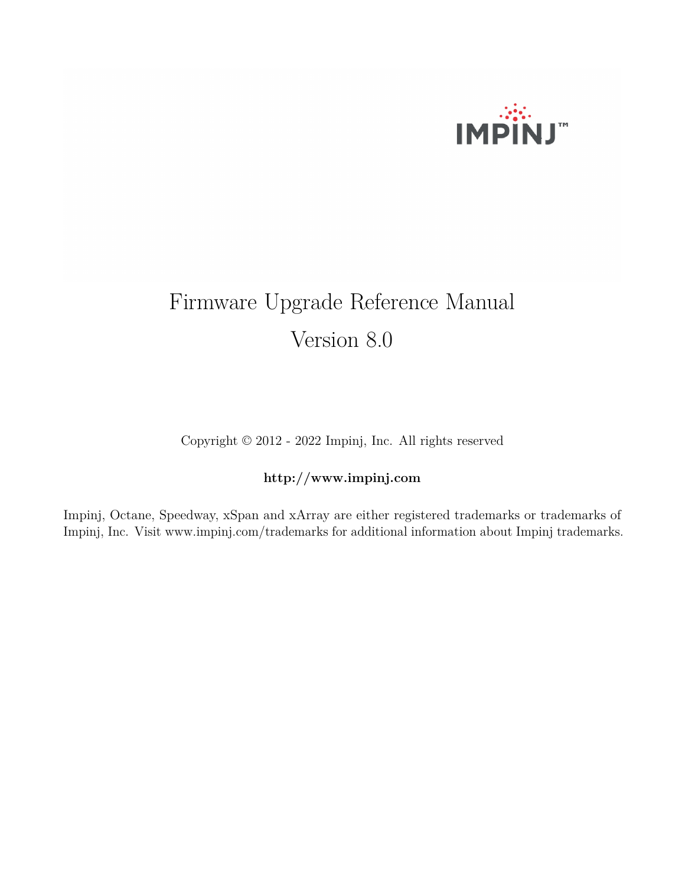# Firmware Upgrade Reference Manual

## Version 8.0

Copyright © 2012 - 2022 Impinj, Inc. All rights reserved

**http://www.impinj.com**

Impinj, Octane, Speedway, xSpan and xArray are either registered trademarks or trademarks of Impinj, Inc. Visit www.impinj.com/trademarks for additional information about Impinj trademarks.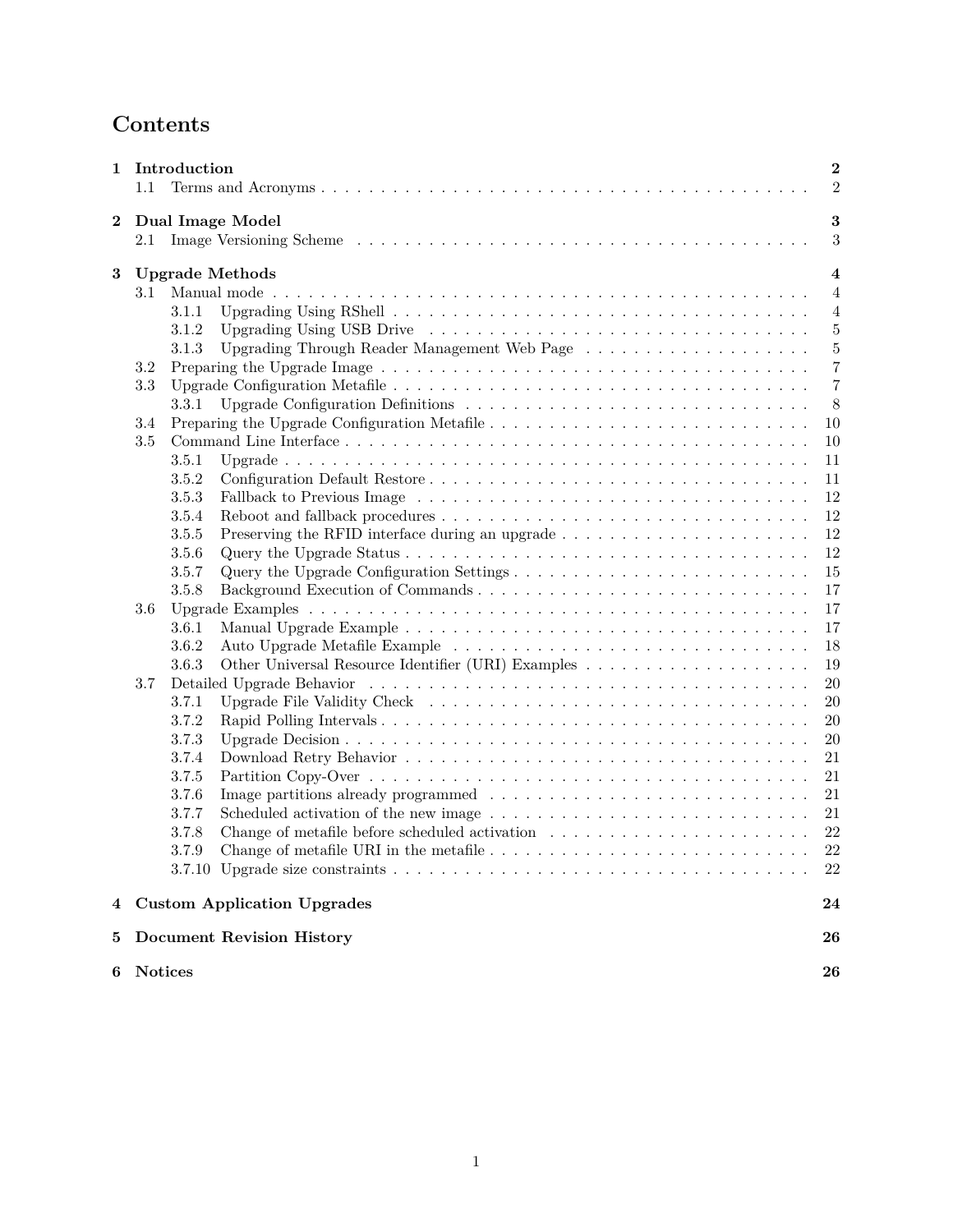# Contents

| | | |
|---|---|---|
| **1** | **Introduction** | **2** |
| | 1.1 Terms and Acronyms | 2 |
| **2** | **Dual Image Model** | **3** |
| | 2.1 Image Versioning Scheme | 3 |
| **3** | **Upgrade Methods** | **4** |
| | 3.1 Manual mode | 4 |
| | 3.1.1 Upgrading Using RShell | 4 |
| | 3.1.2 Upgrading Using USB Drive | 5 |
| | 3.1.3 Upgrading Through Reader Management Web Page | 5 |
| | 3.2 Preparing the Upgrade Image | 7 |
| | 3.3 Upgrade Configuration Metafile | 7 |
| | 3.3.1 Upgrade Configuration Definitions | 8 |
| | 3.4 Preparing the Upgrade Configuration Metafile | 10 |
| | 3.5 Command Line Interface | 10 |
| | 3.5.1 Upgrade | 11 |
| | 3.5.2 Configuration Default Restore | 11 |
| | 3.5.3 Fallback to Previous Image | 12 |
| | 3.5.4 Reboot and fallback procedures | 12 |
| | 3.5.5 Preserving the RFID interface during an upgrade | 12 |
| | 3.5.6 Query the Upgrade Status | 12 |
| | 3.5.7 Query the Upgrade Configuration Settings | 15 |
| | 3.5.8 Background Execution of Commands | 17 |
| | 3.6 Upgrade Examples | 17 |
| | 3.6.1 Manual Upgrade Example | 17 |
| | 3.6.2 Auto Upgrade Metafile Example | 18 |
| | 3.6.3 Other Universal Resource Identifier (URI) Examples | 19 |
| | 3.7 Detailed Upgrade Behavior | 20 |
| | 3.7.1 Upgrade File Validity Check | 20 |
| | 3.7.2 Rapid Polling Intervals | 20 |
| | 3.7.3 Upgrade Decision | 20 |
| | 3.7.4 Download Retry Behavior | 21 |
| | 3.7.5 Partition Copy-Over | 21 |
| | 3.7.6 Image partitions already programmed | 21 |
| | 3.7.7 Scheduled activation of the new image | 21 |
| | 3.7.8 Change of metafile before scheduled activation | 22 |
| | 3.7.9 Change of metafile URI in the metafile | 22 |
| | 3.7.10 Upgrade size constraints | 22 |
| **4** | **Custom Application Upgrades** | **24** |
| **5** | **Document Revision History** | **26** |
| **6** | **Notices** | **26** |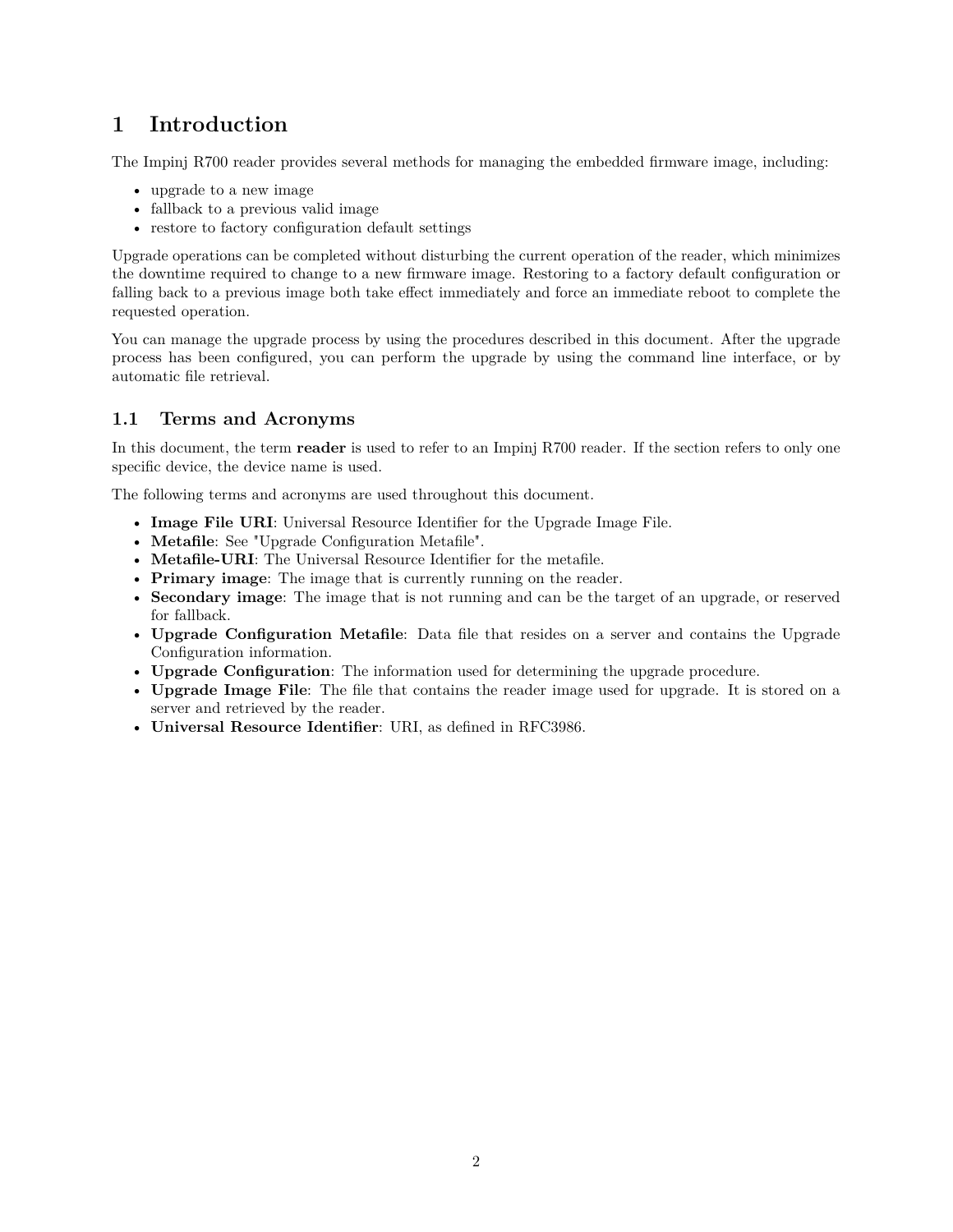# 1 Introduction

The Impinj R700 reader provides several methods for managing the embedded firmware image, including:

- upgrade to a new image
- fallback to a previous valid image
- restore to factory configuration default settings

Upgrade operations can be completed without disturbing the current operation of the reader, which minimizes the downtime required to change to a new firmware image. Restoring to a factory default configuration or falling back to a previous image both take effect immediately and force an immediate reboot to complete the requested operation.

You can manage the upgrade process by using the procedures described in this document. After the upgrade process has been configured, you can perform the upgrade by using the command line interface, or by automatic file retrieval.

## 1.1 Terms and Acronyms

In this document, the term **reader** is used to refer to an Impinj R700 reader. If the section refers to only one specific device, the device name is used.

The following terms and acronyms are used throughout this document.

- **Image File URI**: Universal Resource Identifier for the Upgrade Image File.
- **Metafile**: See "Upgrade Configuration Metafile".
- **Metafile-URI**: The Universal Resource Identifier for the metafile.
- **Primary image**: The image that is currently running on the reader.
- **Secondary image**: The image that is not running and can be the target of an upgrade, or reserved for fallback.
- **Upgrade Configuration Metafile**: Data file that resides on a server and contains the Upgrade Configuration information.
- **Upgrade Configuration**: The information used for determining the upgrade procedure.
- **Upgrade Image File**: The file that contains the reader image used for upgrade. It is stored on a server and retrieved by the reader.
- **Universal Resource Identifier**: URI, as defined in RFC3986.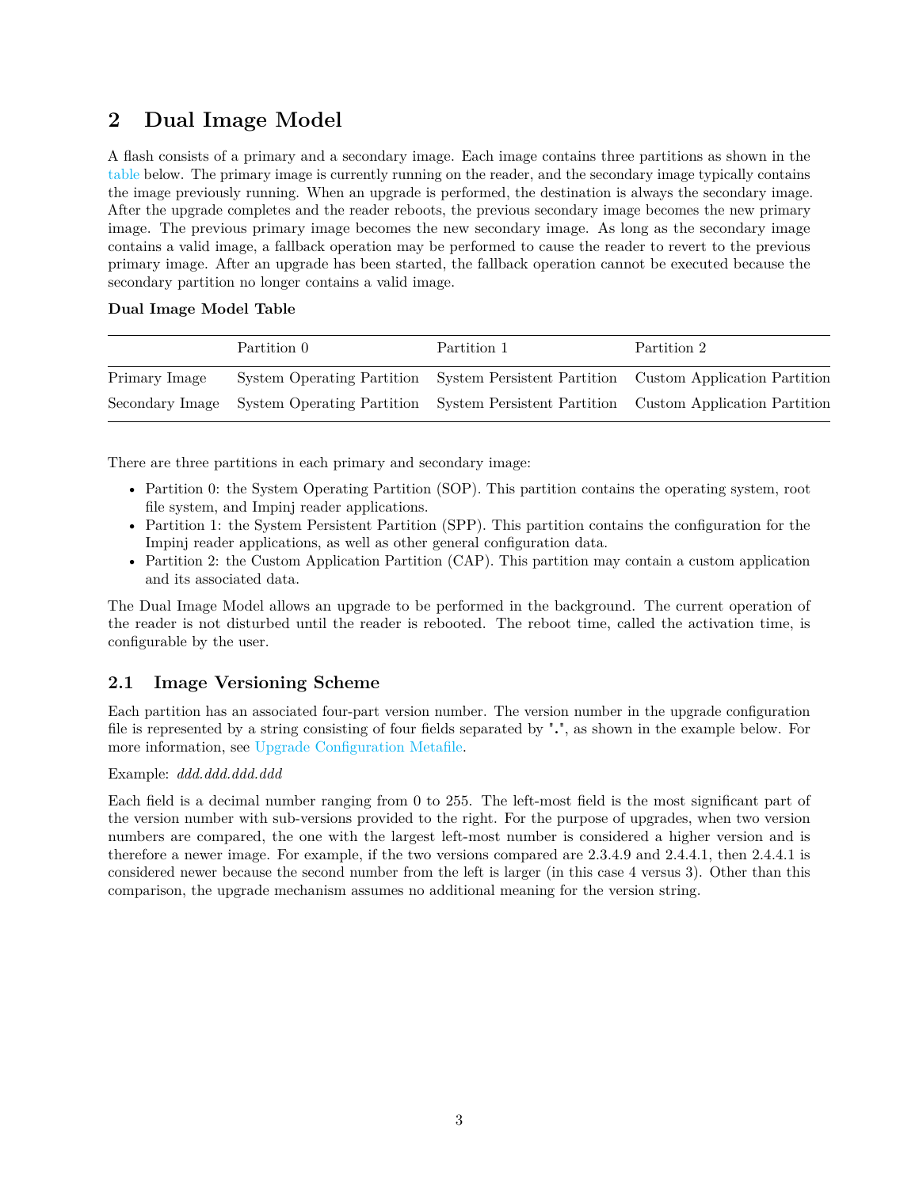# 2 Dual Image Model

A flash consists of a primary and a secondary image. Each image contains three partitions as shown in the table below. The primary image is currently running on the reader, and the secondary image typically contains the image previously running. When an upgrade is performed, the destination is always the secondary image. After the upgrade completes and the reader reboots, the previous secondary image becomes the new primary image. The previous primary image becomes the new secondary image. As long as the secondary image contains a valid image, a fallback operation may be performed to cause the reader to revert to the previous primary image. After an upgrade has been started, the fallback operation cannot be executed because the secondary partition no longer contains a valid image.

**Dual Image Model Table**

| | Partition 0 | Partition 1 | Partition 2 |
|---|---|---|---|
| Primary Image | System Operating Partition | System Persistent Partition | Custom Application Partition |
| Secondary Image | System Operating Partition | System Persistent Partition | Custom Application Partition |

There are three partitions in each primary and secondary image:

- Partition 0: the System Operating Partition (SOP). This partition contains the operating system, root file system, and Impinj reader applications.
- Partition 1: the System Persistent Partition (SPP). This partition contains the configuration for the Impinj reader applications, as well as other general configuration data.
- Partition 2: the Custom Application Partition (CAP). This partition may contain a custom application and its associated data.

The Dual Image Model allows an upgrade to be performed in the background. The current operation of the reader is not disturbed until the reader is rebooted. The reboot time, called the activation time, is configurable by the user.

## 2.1 Image Versioning Scheme

Each partition has an associated four-part version number. The version number in the upgrade configuration file is represented by a string consisting of four fields separated by ".", as shown in the example below. For more information, see Upgrade Configuration Metafile.

Example: *ddd.ddd.ddd.ddd*

Each field is a decimal number ranging from 0 to 255. The left-most field is the most significant part of the version number with sub-versions provided to the right. For the purpose of upgrades, when two version numbers are compared, the one with the largest left-most number is considered a higher version and is therefore a newer image. For example, if the two versions compared are 2.3.4.9 and 2.4.4.1, then 2.4.4.1 is considered newer because the second number from the left is larger (in this case 4 versus 3). Other than this comparison, the upgrade mechanism assumes no additional meaning for the version string.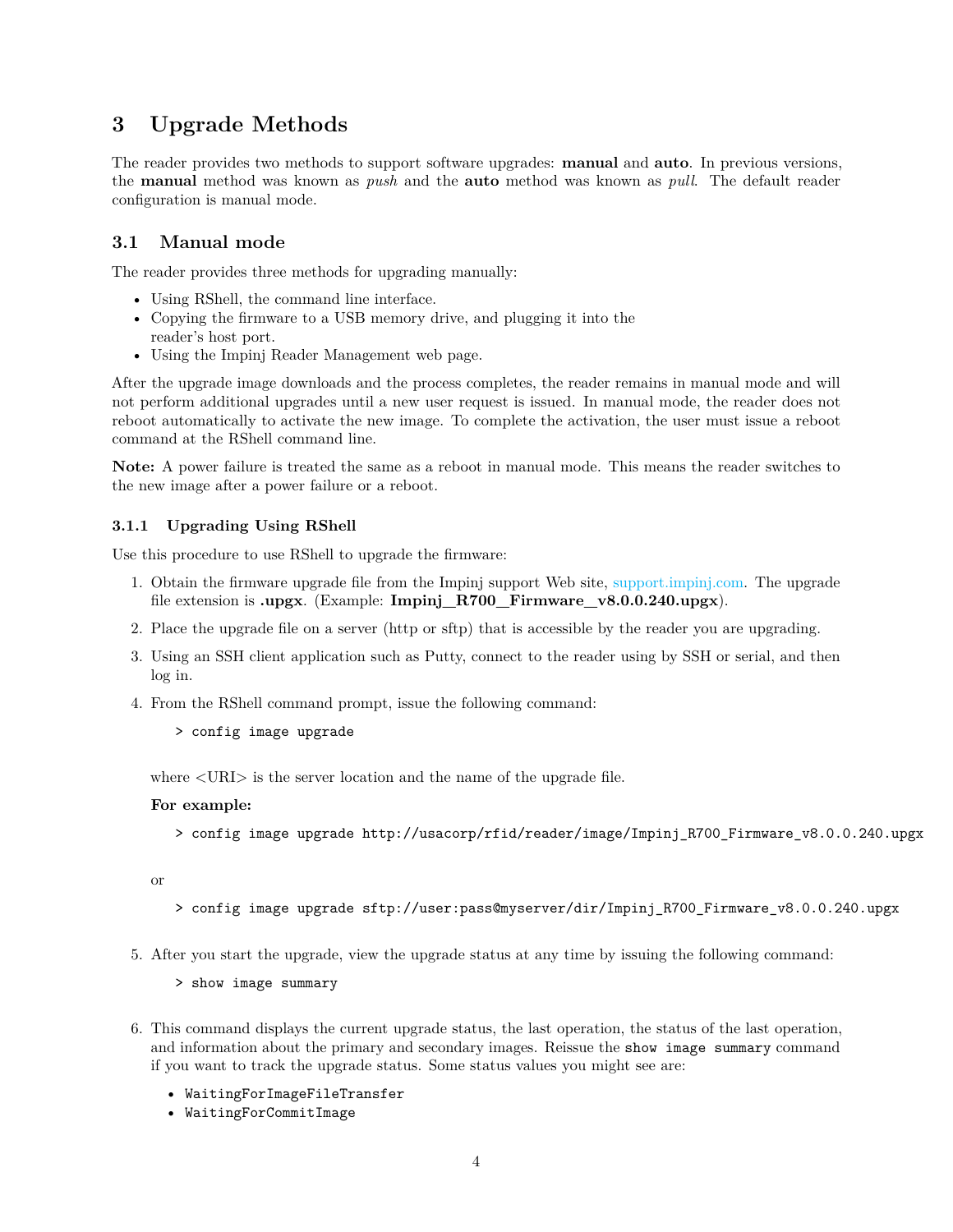# 3 Upgrade Methods

The reader provides two methods to support software upgrades: **manual** and **auto**. In previous versions, the **manual** method was known as *push* and the **auto** method was known as *pull*. The default reader configuration is manual mode.

## 3.1 Manual mode

The reader provides three methods for upgrading manually:

- Using RShell, the command line interface.
- Copying the firmware to a USB memory drive, and plugging it into the reader's host port.
- Using the Impinj Reader Management web page.

After the upgrade image downloads and the process completes, the reader remains in manual mode and will not perform additional upgrades until a new user request is issued. In manual mode, the reader does not reboot automatically to activate the new image. To complete the activation, the user must issue a reboot command at the RShell command line.

**Note:** A power failure is treated the same as a reboot in manual mode. This means the reader switches to the new image after a power failure or a reboot.

### 3.1.1 Upgrading Using RShell

Use this procedure to use RShell to upgrade the firmware:

1. Obtain the firmware upgrade file from the Impinj support Web site, support.impinj.com. The upgrade file extension is **.upgx**. (Example: **Impinj_R700_Firmware_v8.0.0.240.upgx**).

2. Place the upgrade file on a server (http or sftp) that is accessible by the reader you are upgrading.

3. Using an SSH client application such as Putty, connect to the reader using by SSH or serial, and then log in.

4. From the RShell command prompt, issue the following command:

   ```
   > config image upgrade
   ```

   where <URI> is the server location and the name of the upgrade file.

   **For example:**

   ```
   > config image upgrade http://usacorp/rfid/reader/image/Impinj_R700_Firmware_v8.0.0.240.upgx
   ```

   or

   ```
   > config image upgrade sftp://user:pass@myserver/dir/Impinj_R700_Firmware_v8.0.0.240.upgx
   ```

5. After you start the upgrade, view the upgrade status at any time by issuing the following command:

   ```
   > show image summary
   ```

6. This command displays the current upgrade status, the last operation, the status of the last operation, and information about the primary and secondary images. Reissue the `show image summary` command if you want to track the upgrade status. Some status values you might see are:

   - `WaitingForImageFileTransfer`
   - `WaitingForCommitImage`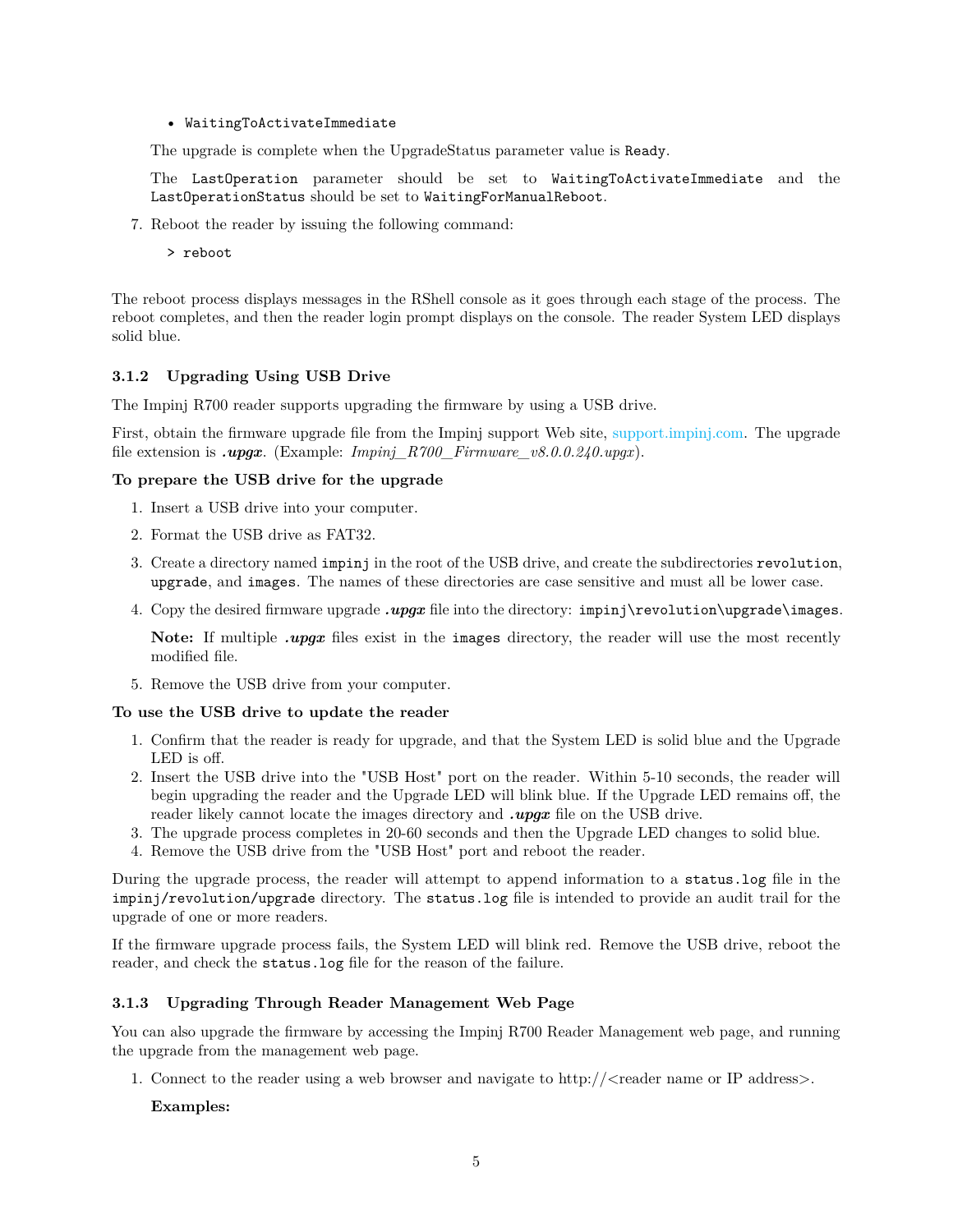- `WaitingToActivateImmediate`

  The upgrade is complete when the UpgradeStatus parameter value is `Ready`.

  The `LastOperation` parameter should be set to `WaitingToActivateImmediate` and the `LastOperationStatus` should be set to `WaitingForManualReboot`.

7. Reboot the reader by issuing the following command:

```
> reboot
```

The reboot process displays messages in the RShell console as it goes through each stage of the process. The reboot completes, and then the reader login prompt displays on the console. The reader System LED displays solid blue.

### 3.1.2 Upgrading Using USB Drive

The Impinj R700 reader supports upgrading the firmware by using a USB drive.

First, obtain the firmware upgrade file from the Impinj support Web site, support.impinj.com. The upgrade file extension is ***.upgx***. (Example: *Impinj_R700_Firmware_v8.0.0.240.upgx*).

**To prepare the USB drive for the upgrade**

1. Insert a USB drive into your computer.
2. Format the USB drive as FAT32.
3. Create a directory named `impinj` in the root of the USB drive, and create the subdirectories `revolution`, `upgrade`, and `images`. The names of these directories are case sensitive and must all be lower case.
4. Copy the desired firmware upgrade ***.upgx*** file into the directory: `impinj\revolution\upgrade\images`.

   **Note:** If multiple ***.upgx*** files exist in the `images` directory, the reader will use the most recently modified file.

5. Remove the USB drive from your computer.

**To use the USB drive to update the reader**

1. Confirm that the reader is ready for upgrade, and that the System LED is solid blue and the Upgrade LED is off.
2. Insert the USB drive into the "USB Host" port on the reader. Within 5-10 seconds, the reader will begin upgrading the reader and the Upgrade LED will blink blue. If the Upgrade LED remains off, the reader likely cannot locate the images directory and ***.upgx*** file on the USB drive.
3. The upgrade process completes in 20-60 seconds and then the Upgrade LED changes to solid blue.
4. Remove the USB drive from the "USB Host" port and reboot the reader.

During the upgrade process, the reader will attempt to append information to a `status.log` file in the `impinj/revolution/upgrade` directory. The `status.log` file is intended to provide an audit trail for the upgrade of one or more readers.

If the firmware upgrade process fails, the System LED will blink red. Remove the USB drive, reboot the reader, and check the `status.log` file for the reason of the failure.

### 3.1.3 Upgrading Through Reader Management Web Page

You can also upgrade the firmware by accessing the Impinj R700 Reader Management web page, and running the upgrade from the management web page.

1. Connect to the reader using a web browser and navigate to http://<reader name or IP address>.

   **Examples:**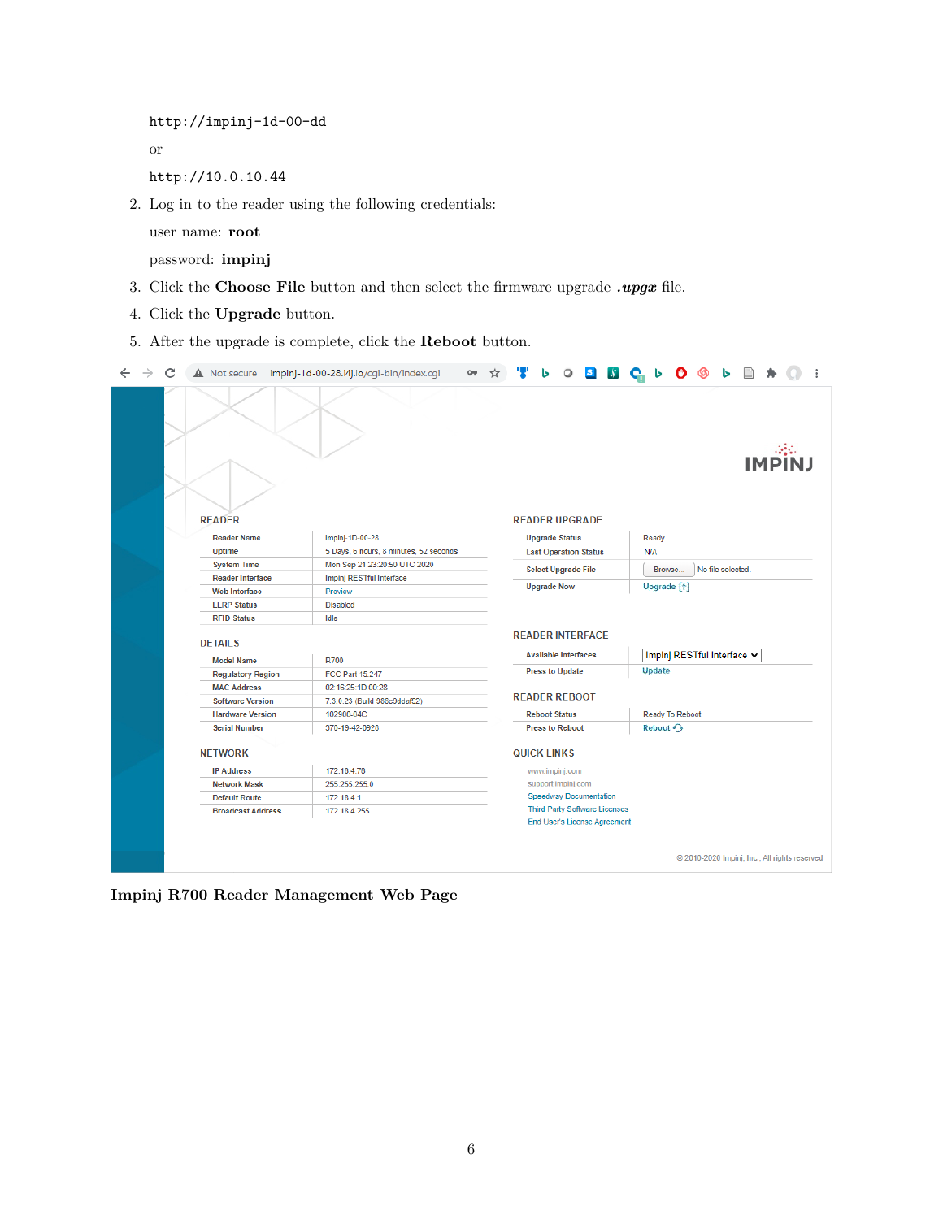```
http://impinj-1d-00-dd
```

or

```
http://10.0.10.44
```

2. Log in to the reader using the following credentials:

   user name: **root**

   password: **impinj**

3. Click the **Choose File** button and then select the firmware upgrade ***.upgx*** file.
4. Click the **Upgrade** button.
5. After the upgrade is complete, click the **Reboot** button.

**Impinj R700 Reader Management Web Page**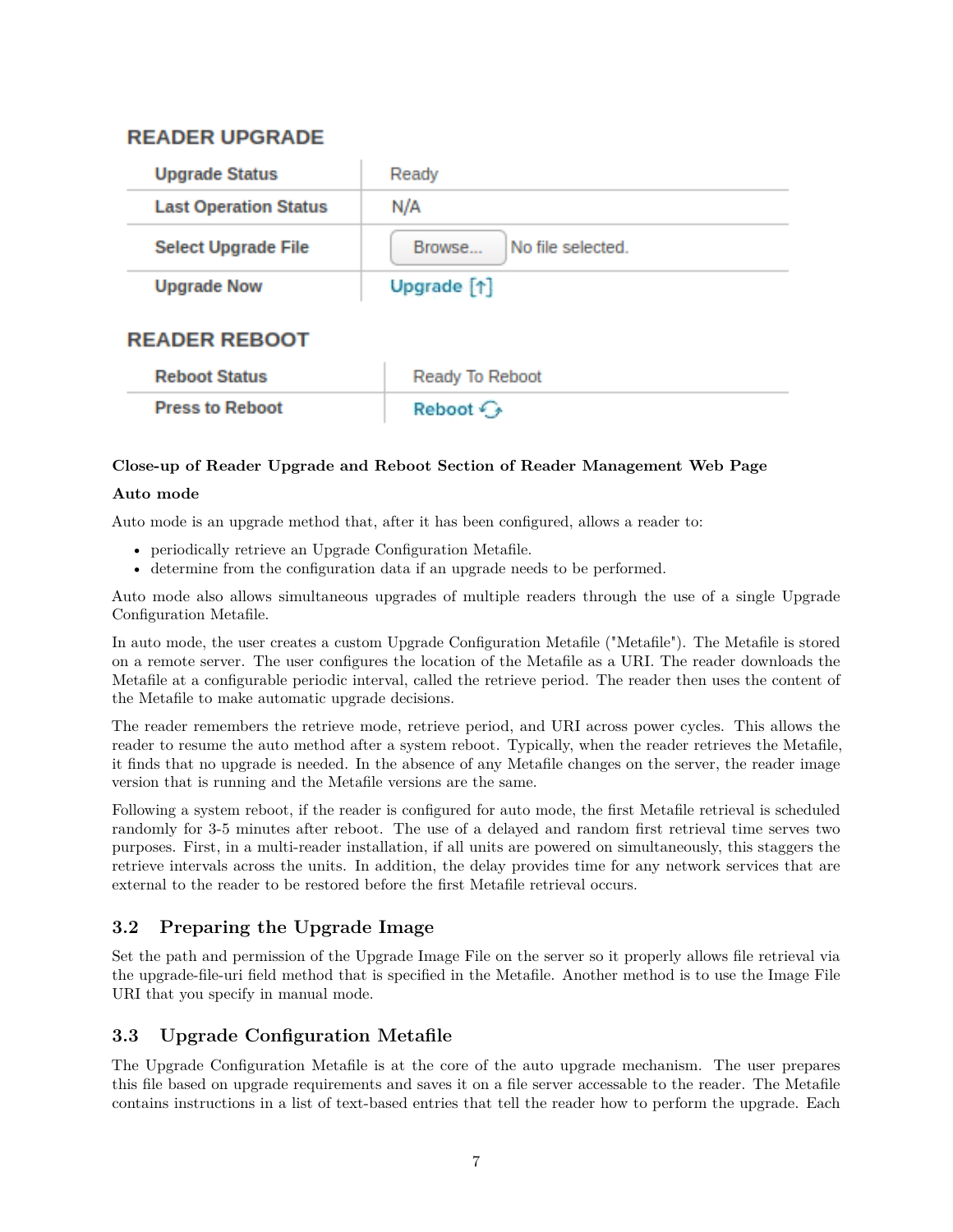## READER UPGRADE

| Upgrade Status | Ready |
|---|---|
| Last Operation Status | N/A |
| Select Upgrade File | Browse... No file selected. |
| Upgrade Now | Upgrade [↑] |

## READER REBOOT

| Reboot Status | Ready To Reboot |
|---|---|
| Press to Reboot | Reboot |

**Close-up of Reader Upgrade and Reboot Section of Reader Management Web Page**

**Auto mode**

Auto mode is an upgrade method that, after it has been configured, allows a reader to:

- periodically retrieve an Upgrade Configuration Metafile.
- determine from the configuration data if an upgrade needs to be performed.

Auto mode also allows simultaneous upgrades of multiple readers through the use of a single Upgrade Configuration Metafile.

In auto mode, the user creates a custom Upgrade Configuration Metafile ("Metafile"). The Metafile is stored on a remote server. The user configures the location of the Metafile as a URI. The reader downloads the Metafile at a configurable periodic interval, called the retrieve period. The reader then uses the content of the Metafile to make automatic upgrade decisions.

The reader remembers the retrieve mode, retrieve period, and URI across power cycles. This allows the reader to resume the auto method after a system reboot. Typically, when the reader retrieves the Metafile, it finds that no upgrade is needed. In the absence of any Metafile changes on the server, the reader image version that is running and the Metafile versions are the same.

Following a system reboot, if the reader is configured for auto mode, the first Metafile retrieval is scheduled randomly for 3-5 minutes after reboot. The use of a delayed and random first retrieval time serves two purposes. First, in a multi-reader installation, if all units are powered on simultaneously, this staggers the retrieve intervals across the units. In addition, the delay provides time for any network services that are external to the reader to be restored before the first Metafile retrieval occurs.

## 3.2 Preparing the Upgrade Image

Set the path and permission of the Upgrade Image File on the server so it properly allows file retrieval via the upgrade-file-uri field method that is specified in the Metafile. Another method is to use the Image File URI that you specify in manual mode.

## 3.3 Upgrade Configuration Metafile

The Upgrade Configuration Metafile is at the core of the auto upgrade mechanism. The user prepares this file based on upgrade requirements and saves it on a file server accessable to the reader. The Metafile contains instructions in a list of text-based entries that tell the reader how to perform the upgrade. Each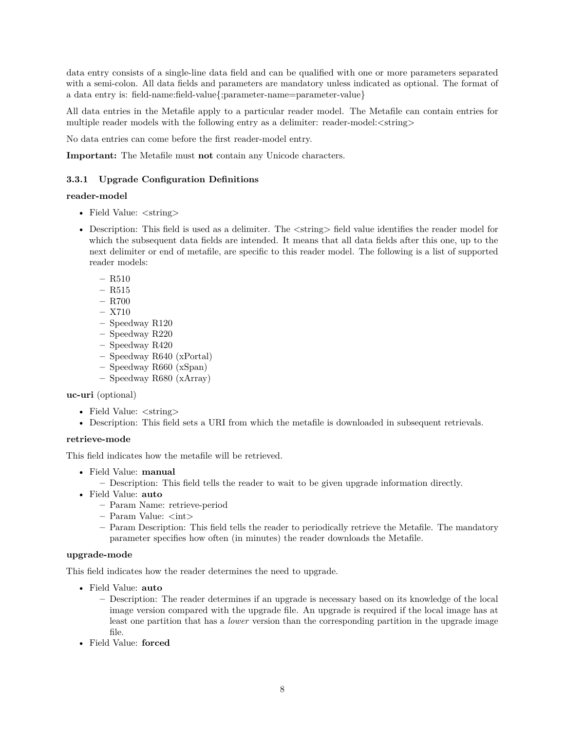data entry consists of a single-line data field and can be qualified with one or more parameters separated with a semi-colon. All data fields and parameters are mandatory unless indicated as optional. The format of a data entry is: field-name:field-value{;parameter-name=parameter-value}

All data entries in the Metafile apply to a particular reader model. The Metafile can contain entries for multiple reader models with the following entry as a delimiter: reader-model:<string>

No data entries can come before the first reader-model entry.

**Important:** The Metafile must **not** contain any Unicode characters.

### 3.3.1 Upgrade Configuration Definitions

**reader-model**

- Field Value: <string>
- Description: This field is used as a delimiter. The <string> field value identifies the reader model for which the subsequent data fields are intended. It means that all data fields after this one, up to the next delimiter or end of metafile, are specific to this reader model. The following is a list of supported reader models:
  - R510
  - R515
  - R700
  - X710
  - Speedway R120
  - Speedway R220
  - Speedway R420
  - Speedway R640 (xPortal)
  - Speedway R660 (xSpan)
  - Speedway R680 (xArray)

**uc-uri** (optional)

- Field Value: <string>
- Description: This field sets a URI from which the metafile is downloaded in subsequent retrievals.

**retrieve-mode**

This field indicates how the metafile will be retrieved.

- Field Value: **manual**
  - Description: This field tells the reader to wait to be given upgrade information directly.
- Field Value: **auto**
  - Param Name: retrieve-period
  - Param Value: <int>
  - Param Description: This field tells the reader to periodically retrieve the Metafile. The mandatory parameter specifies how often (in minutes) the reader downloads the Metafile.

**upgrade-mode**

This field indicates how the reader determines the need to upgrade.

- Field Value: **auto**
  - Description: The reader determines if an upgrade is necessary based on its knowledge of the local image version compared with the upgrade file. An upgrade is required if the local image has at least one partition that has a *lower* version than the corresponding partition in the upgrade image file.
- Field Value: **forced**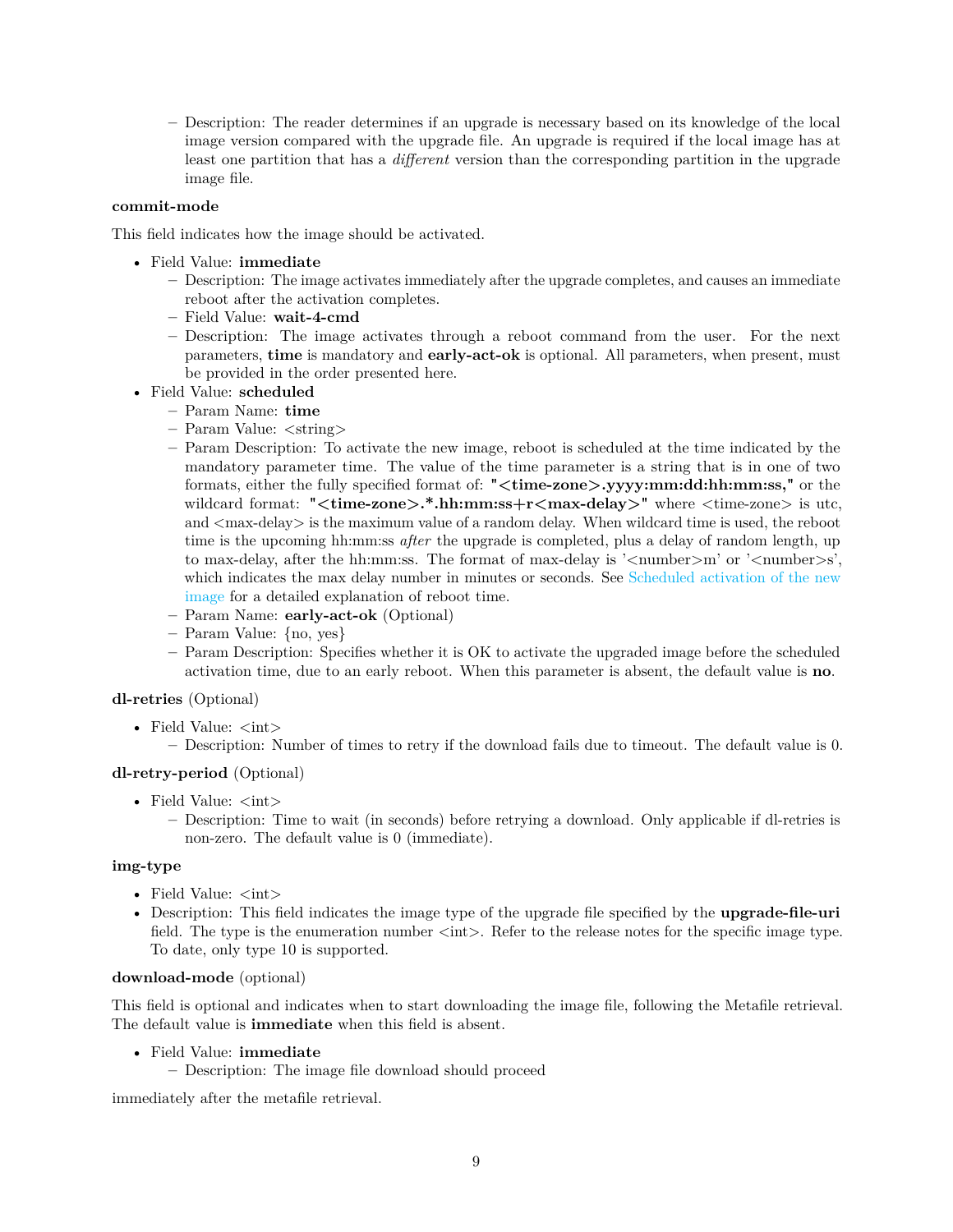- Description: The reader determines if an upgrade is necessary based on its knowledge of the local image version compared with the upgrade file. An upgrade is required if the local image has at least one partition that has a *different* version than the corresponding partition in the upgrade image file.

**commit-mode**

This field indicates how the image should be activated.

- Field Value: **immediate**
  - Description: The image activates immediately after the upgrade completes, and causes an immediate reboot after the activation completes.
  - Field Value: **wait-4-cmd**
  - Description: The image activates through a reboot command from the user. For the next parameters, **time** is mandatory and **early-act-ok** is optional. All parameters, when present, must be provided in the order presented here.
- Field Value: **scheduled**
  - Param Name: **time**
  - Param Value: <string>
  - Param Description: To activate the new image, reboot is scheduled at the time indicated by the mandatory parameter time. The value of the time parameter is a string that is in one of two formats, either the fully specified format of: **"<time-zone>.yyyy:mm:dd:hh:mm:ss,"** or the wildcard format: **"<time-zone>.*.hh:mm:ss+r<max-delay>"** where <time-zone> is utc, and <max-delay> is the maximum value of a random delay. When wildcard time is used, the reboot time is the upcoming hh:mm:ss *after* the upgrade is completed, plus a delay of random length, up to max-delay, after the hh:mm:ss. The format of max-delay is '<number>m' or '<number>s', which indicates the max delay number in minutes or seconds. See Scheduled activation of the new image for a detailed explanation of reboot time.
  - Param Name: **early-act-ok** (Optional)
  - Param Value: {no, yes}
  - Param Description: Specifies whether it is OK to activate the upgraded image before the scheduled activation time, due to an early reboot. When this parameter is absent, the default value is **no**.

**dl-retries** (Optional)

- Field Value: <int>
  - Description: Number of times to retry if the download fails due to timeout. The default value is 0.

**dl-retry-period** (Optional)

- Field Value: <int>
  - Description: Time to wait (in seconds) before retrying a download. Only applicable if dl-retries is non-zero. The default value is 0 (immediate).

**img-type**

- Field Value: <int>
- Description: This field indicates the image type of the upgrade file specified by the **upgrade-file-uri** field. The type is the enumeration number <int>. Refer to the release notes for the specific image type. To date, only type 10 is supported.

**download-mode** (optional)

This field is optional and indicates when to start downloading the image file, following the Metafile retrieval. The default value is **immediate** when this field is absent.

- Field Value: **immediate**
  - Description: The image file download should proceed

immediately after the metafile retrieval.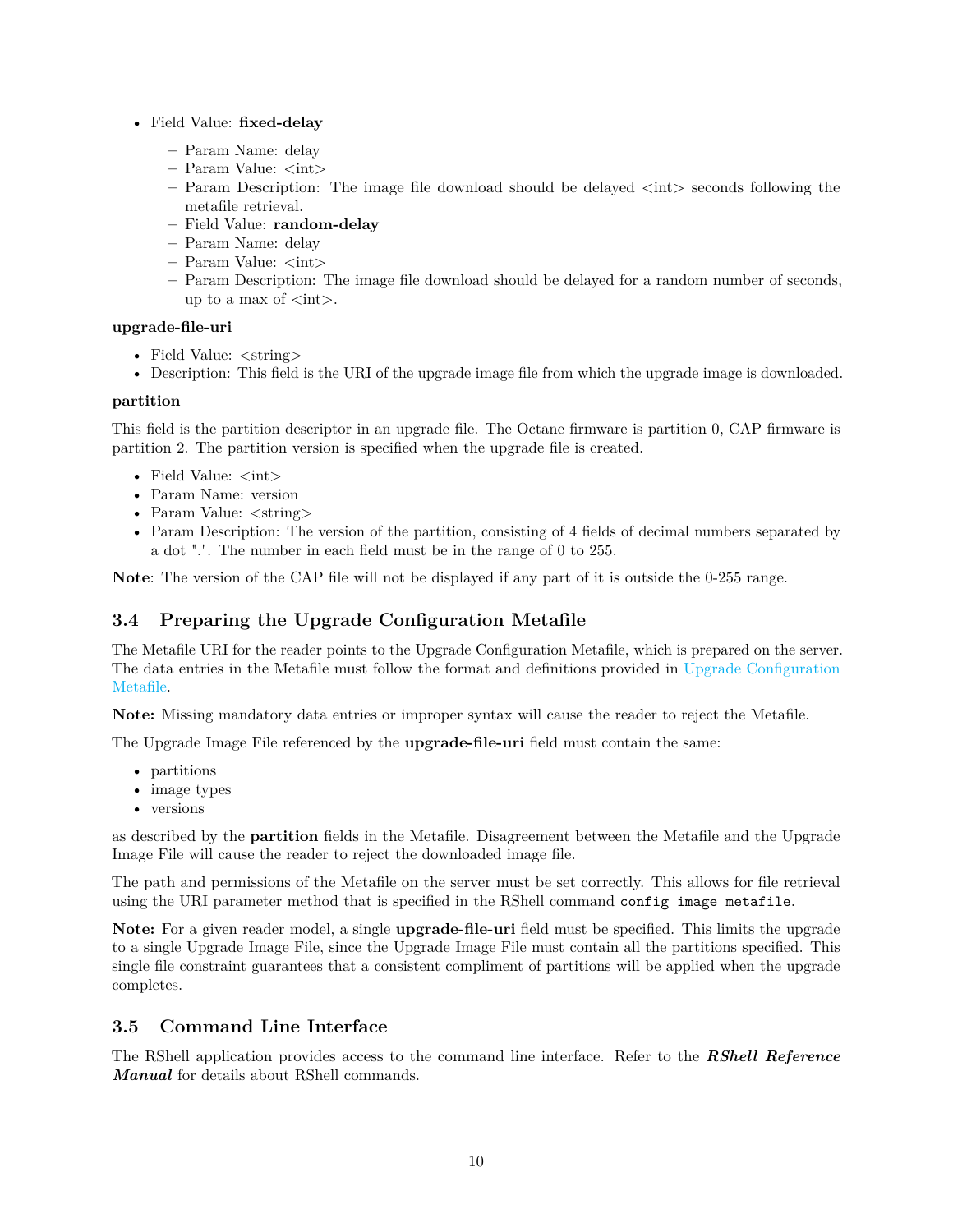- Field Value: **fixed-delay**
  - Param Name: delay
  - Param Value: <int>
  - Param Description: The image file download should be delayed <int> seconds following the metafile retrieval.
  - Field Value: **random-delay**
  - Param Name: delay
  - Param Value: <int>
  - Param Description: The image file download should be delayed for a random number of seconds, up to a max of <int>.

**upgrade-file-uri**

- Field Value: <string>
- Description: This field is the URI of the upgrade image file from which the upgrade image is downloaded.

**partition**

This field is the partition descriptor in an upgrade file. The Octane firmware is partition 0, CAP firmware is partition 2. The partition version is specified when the upgrade file is created.

- Field Value: <int>
- Param Name: version
- Param Value: <string>
- Param Description: The version of the partition, consisting of 4 fields of decimal numbers separated by a dot ".". The number in each field must be in the range of 0 to 255.

**Note**: The version of the CAP file will not be displayed if any part of it is outside the 0-255 range.

## 3.4 Preparing the Upgrade Configuration Metafile

The Metafile URI for the reader points to the Upgrade Configuration Metafile, which is prepared on the server. The data entries in the Metafile must follow the format and definitions provided in Upgrade Configuration Metafile.

**Note:** Missing mandatory data entries or improper syntax will cause the reader to reject the Metafile.

The Upgrade Image File referenced by the **upgrade-file-uri** field must contain the same:

- partitions
- image types
- versions

as described by the **partition** fields in the Metafile. Disagreement between the Metafile and the Upgrade Image File will cause the reader to reject the downloaded image file.

The path and permissions of the Metafile on the server must be set correctly. This allows for file retrieval using the URI parameter method that is specified in the RShell command `config image metafile`.

**Note:** For a given reader model, a single **upgrade-file-uri** field must be specified. This limits the upgrade to a single Upgrade Image File, since the Upgrade Image File must contain all the partitions specified. This single file constraint guarantees that a consistent compliment of partitions will be applied when the upgrade completes.

## 3.5 Command Line Interface

The RShell application provides access to the command line interface. Refer to the ***RShell Reference Manual*** for details about RShell commands.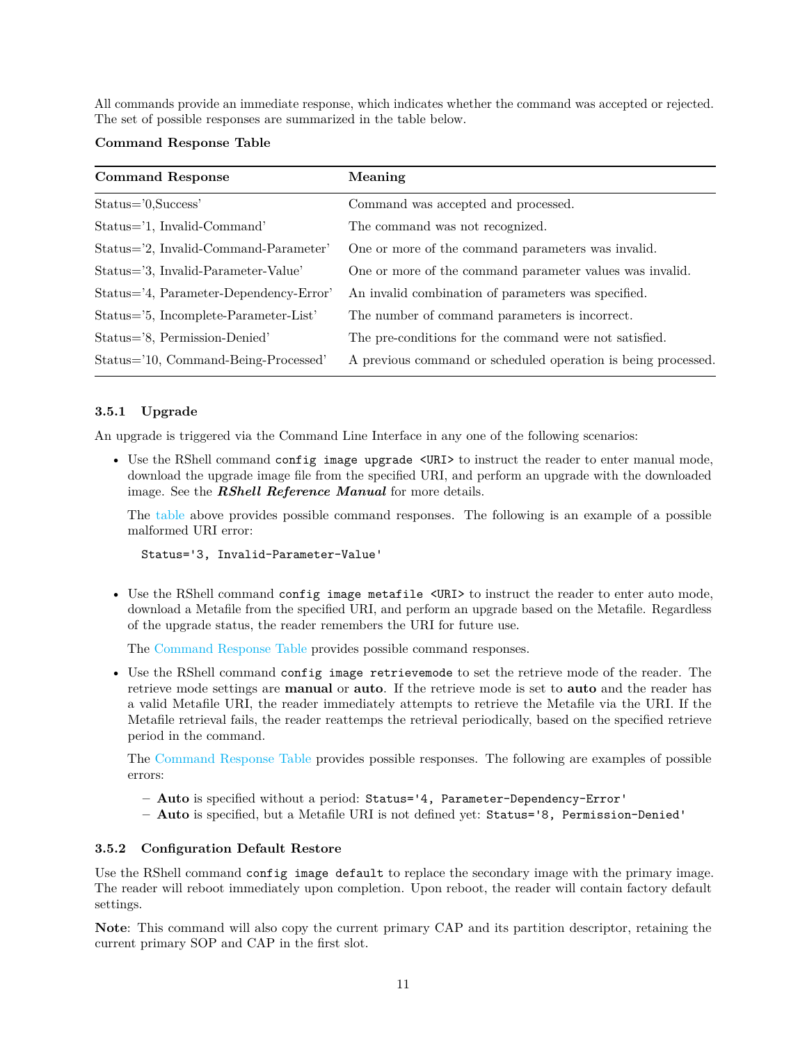All commands provide an immediate response, which indicates whether the command was accepted or rejected. The set of possible responses are summarized in the table below.

**Command Response Table**

| Command Response | Meaning |
|---|---|
| Status='0,Success' | Command was accepted and processed. |
| Status='1, Invalid-Command' | The command was not recognized. |
| Status='2, Invalid-Command-Parameter' | One or more of the command parameters was invalid. |
| Status='3, Invalid-Parameter-Value' | One or more of the command parameter values was invalid. |
| Status='4, Parameter-Dependency-Error' | An invalid combination of parameters was specified. |
| Status='5, Incomplete-Parameter-List' | The number of command parameters is incorrect. |
| Status='8, Permission-Denied' | The pre-conditions for the command were not satisfied. |
| Status='10, Command-Being-Processed' | A previous command or scheduled operation is being processed. |

### 3.5.1 Upgrade

An upgrade is triggered via the Command Line Interface in any one of the following scenarios:

- Use the RShell command `config image upgrade <URI>` to instruct the reader to enter manual mode, download the upgrade image file from the specified URI, and perform an upgrade with the downloaded image. See the ***RShell Reference Manual*** for more details.

  The table above provides possible command responses. The following is an example of a possible malformed URI error:

  ```
  Status='3, Invalid-Parameter-Value'
  ```

- Use the RShell command `config image metafile <URI>` to instruct the reader to enter auto mode, download a Metafile from the specified URI, and perform an upgrade based on the Metafile. Regardless of the upgrade status, the reader remembers the URI for future use.

  The Command Response Table provides possible command responses.

- Use the RShell command `config image retrievemode` to set the retrieve mode of the reader. The retrieve mode settings are **manual** or **auto**. If the retrieve mode is set to **auto** and the reader has a valid Metafile URI, the reader immediately attempts to retrieve the Metafile via the URI. If the Metafile retrieval fails, the reader reattemps the retrieval periodically, based on the specified retrieve period in the command.

  The Command Response Table provides possible responses. The following are examples of possible errors:

  - **Auto** is specified without a period: `Status='4, Parameter-Dependency-Error'`
  - **Auto** is specified, but a Metafile URI is not defined yet: `Status='8, Permission-Denied'`

### 3.5.2 Configuration Default Restore

Use the RShell command `config image default` to replace the secondary image with the primary image. The reader will reboot immediately upon completion. Upon reboot, the reader will contain factory default settings.

**Note**: This command will also copy the current primary CAP and its partition descriptor, retaining the current primary SOP and CAP in the first slot.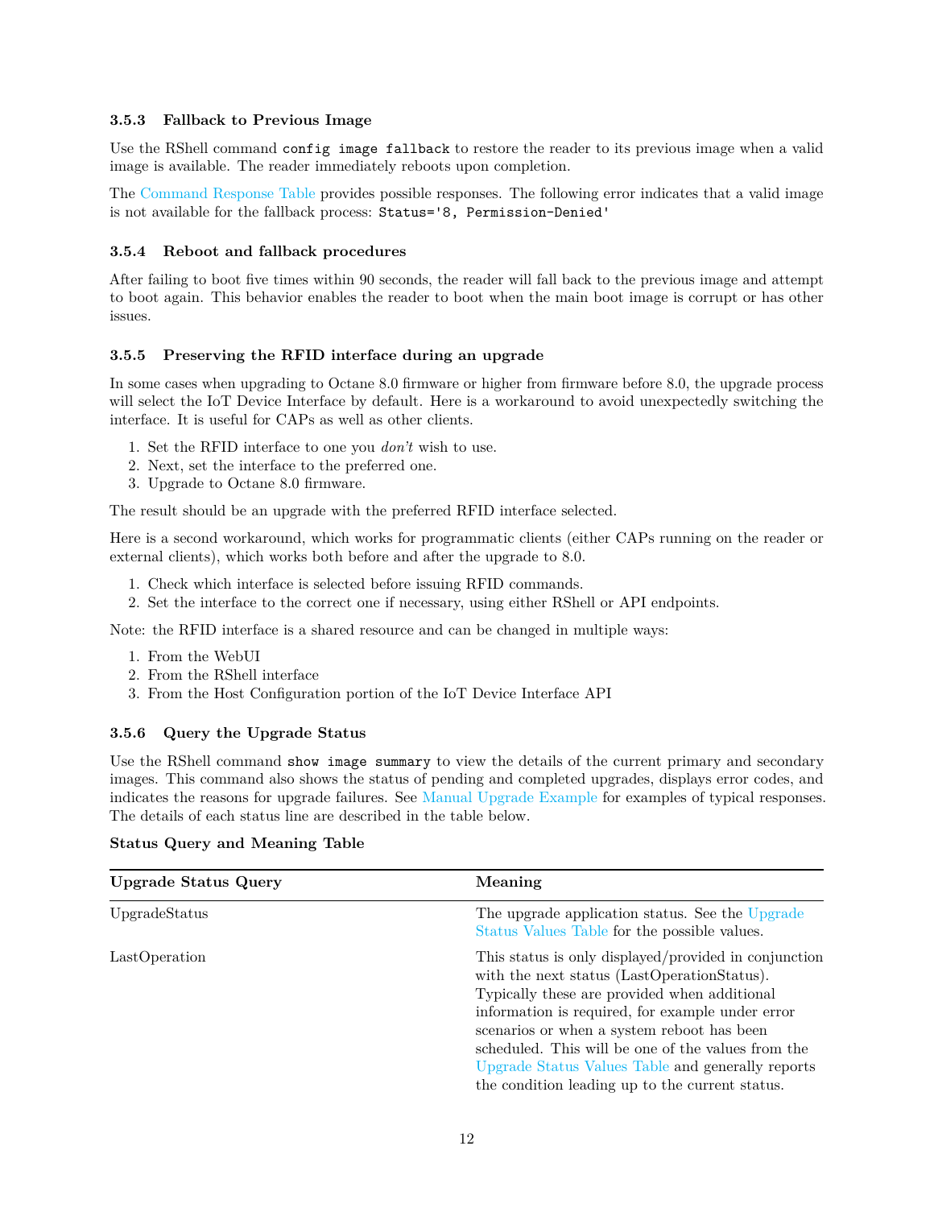### 3.5.3 Fallback to Previous Image

Use the RShell command `config image fallback` to restore the reader to its previous image when a valid image is available. The reader immediately reboots upon completion.

The Command Response Table provides possible responses. The following error indicates that a valid image is not available for the fallback process: `Status='8, Permission-Denied'`

### 3.5.4 Reboot and fallback procedures

After failing to boot five times within 90 seconds, the reader will fall back to the previous image and attempt to boot again. This behavior enables the reader to boot when the main boot image is corrupt or has other issues.

### 3.5.5 Preserving the RFID interface during an upgrade

In some cases when upgrading to Octane 8.0 firmware or higher from firmware before 8.0, the upgrade process will select the IoT Device Interface by default. Here is a workaround to avoid unexpectedly switching the interface. It is useful for CAPs as well as other clients.

1. Set the RFID interface to one you *don't* wish to use.
2. Next, set the interface to the preferred one.
3. Upgrade to Octane 8.0 firmware.

The result should be an upgrade with the preferred RFID interface selected.

Here is a second workaround, which works for programmatic clients (either CAPs running on the reader or external clients), which works both before and after the upgrade to 8.0.

1. Check which interface is selected before issuing RFID commands.
2. Set the interface to the correct one if necessary, using either RShell or API endpoints.

Note: the RFID interface is a shared resource and can be changed in multiple ways:

1. From the WebUI
2. From the RShell interface
3. From the Host Configuration portion of the IoT Device Interface API

### 3.5.6 Query the Upgrade Status

Use the RShell command `show image summary` to view the details of the current primary and secondary images. This command also shows the status of pending and completed upgrades, displays error codes, and indicates the reasons for upgrade failures. See Manual Upgrade Example for examples of typical responses. The details of each status line are described in the table below.

**Status Query and Meaning Table**

| Upgrade Status Query | Meaning |
|---|---|
| UpgradeStatus | The upgrade application status. See the Upgrade Status Values Table for the possible values. |
| LastOperation | This status is only displayed/provided in conjunction with the next status (LastOperationStatus). Typically these are provided when additional information is required, for example under error scenarios or when a system reboot has been scheduled. This will be one of the values from the Upgrade Status Values Table and generally reports the condition leading up to the current status. |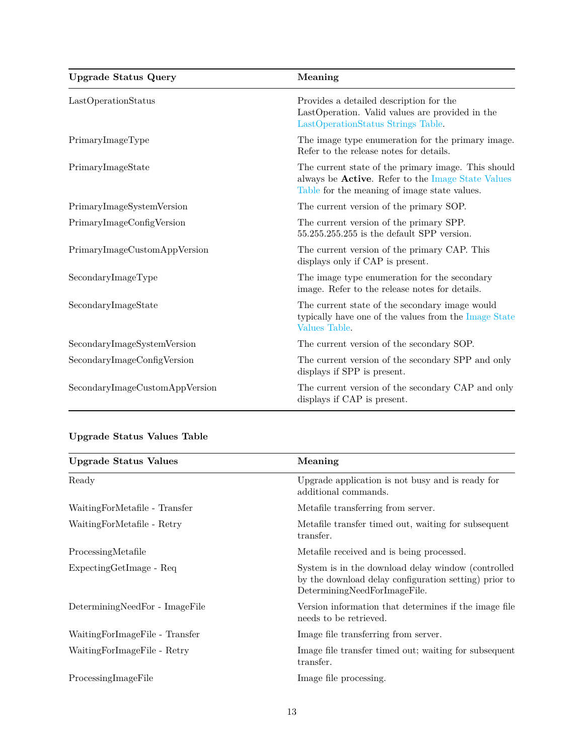| Upgrade Status Query | Meaning |
| --- | --- |
| LastOperationStatus | Provides a detailed description for the LastOperation. Valid values are provided in the LastOperationStatus Strings Table. |
| PrimaryImageType | The image type enumeration for the primary image. Refer to the release notes for details. |
| PrimaryImageState | The current state of the primary image. This should always be **Active**. Refer to the Image State Values Table for the meaning of image state values. |
| PrimaryImageSystemVersion | The current version of the primary SOP. |
| PrimaryImageConfigVersion | The current version of the primary SPP. 55.255.255.255 is the default SPP version. |
| PrimaryImageCustomAppVersion | The current version of the primary CAP. This displays only if CAP is present. |
| SecondaryImageType | The image type enumeration for the secondary image. Refer to the release notes for details. |
| SecondaryImageState | The current state of the secondary image would typically have one of the values from the Image State Values Table. |
| SecondaryImageSystemVersion | The current version of the secondary SOP. |
| SecondaryImageConfigVersion | The current version of the secondary SPP and only displays if SPP is present. |
| SecondaryImageCustomAppVersion | The current version of the secondary CAP and only displays if CAP is present. |

**Upgrade Status Values Table**

| Upgrade Status Values | Meaning |
| --- | --- |
| Ready | Upgrade application is not busy and is ready for additional commands. |
| WaitingForMetafile - Transfer | Metafile transferring from server. |
| WaitingForMetafile - Retry | Metafile transfer timed out, waiting for subsequent transfer. |
| ProcessingMetafile | Metafile received and is being processed. |
| ExpectingGetImage - Req | System is in the download delay window (controlled by the download delay configuration setting) prior to DeterminingNeedForImageFile. |
| DeterminingNeedFor - ImageFile | Version information that determines if the image file needs to be retrieved. |
| WaitingForImageFile - Transfer | Image file transferring from server. |
| WaitingForImageFile - Retry | Image file transfer timed out; waiting for subsequent transfer. |
| ProcessingImageFile | Image file processing. |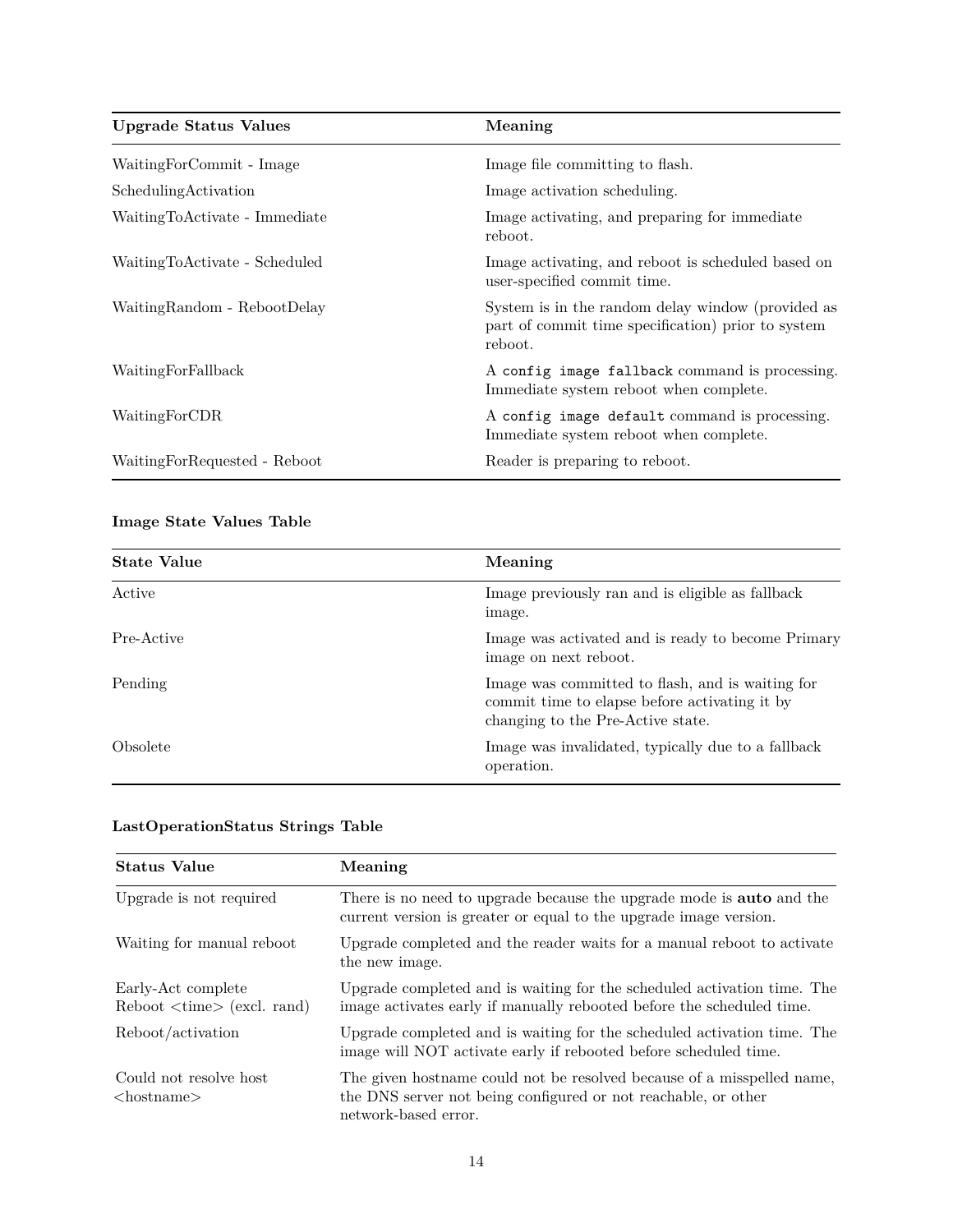| Upgrade Status Values | Meaning |
|---|---|
| WaitingForCommit - Image | Image file committing to flash. |
| SchedulingActivation | Image activation scheduling. |
| WaitingToActivate - Immediate | Image activating, and preparing for immediate reboot. |
| WaitingToActivate - Scheduled | Image activating, and reboot is scheduled based on user-specified commit time. |
| WaitingRandom - RebootDelay | System is in the random delay window (provided as part of commit time specification) prior to system reboot. |
| WaitingForFallback | A `config image fallback` command is processing. Immediate system reboot when complete. |
| WaitingForCDR | A `config image default` command is processing. Immediate system reboot when complete. |
| WaitingForRequested - Reboot | Reader is preparing to reboot. |

**Image State Values Table**

| State Value | Meaning |
|---|---|
| Active | Image previously ran and is eligible as fallback image. |
| Pre-Active | Image was activated and is ready to become Primary image on next reboot. |
| Pending | Image was committed to flash, and is waiting for commit time to elapse before activating it by changing to the Pre-Active state. |
| Obsolete | Image was invalidated, typically due to a fallback operation. |

**LastOperationStatus Strings Table**

| Status Value | Meaning |
|---|---|
| Upgrade is not required | There is no need to upgrade because the upgrade mode is **auto** and the current version is greater or equal to the upgrade image version. |
| Waiting for manual reboot | Upgrade completed and the reader waits for a manual reboot to activate the new image. |
| Early-Act complete Reboot <time> (excl. rand) | Upgrade completed and is waiting for the scheduled activation time. The image activates early if manually rebooted before the scheduled time. |
| Reboot/activation | Upgrade completed and is waiting for the scheduled activation time. The image will NOT activate early if rebooted before scheduled time. |
| Could not resolve host <hostname> | The given hostname could not be resolved because of a misspelled name, the DNS server not being configured or not reachable, or other network-based error. |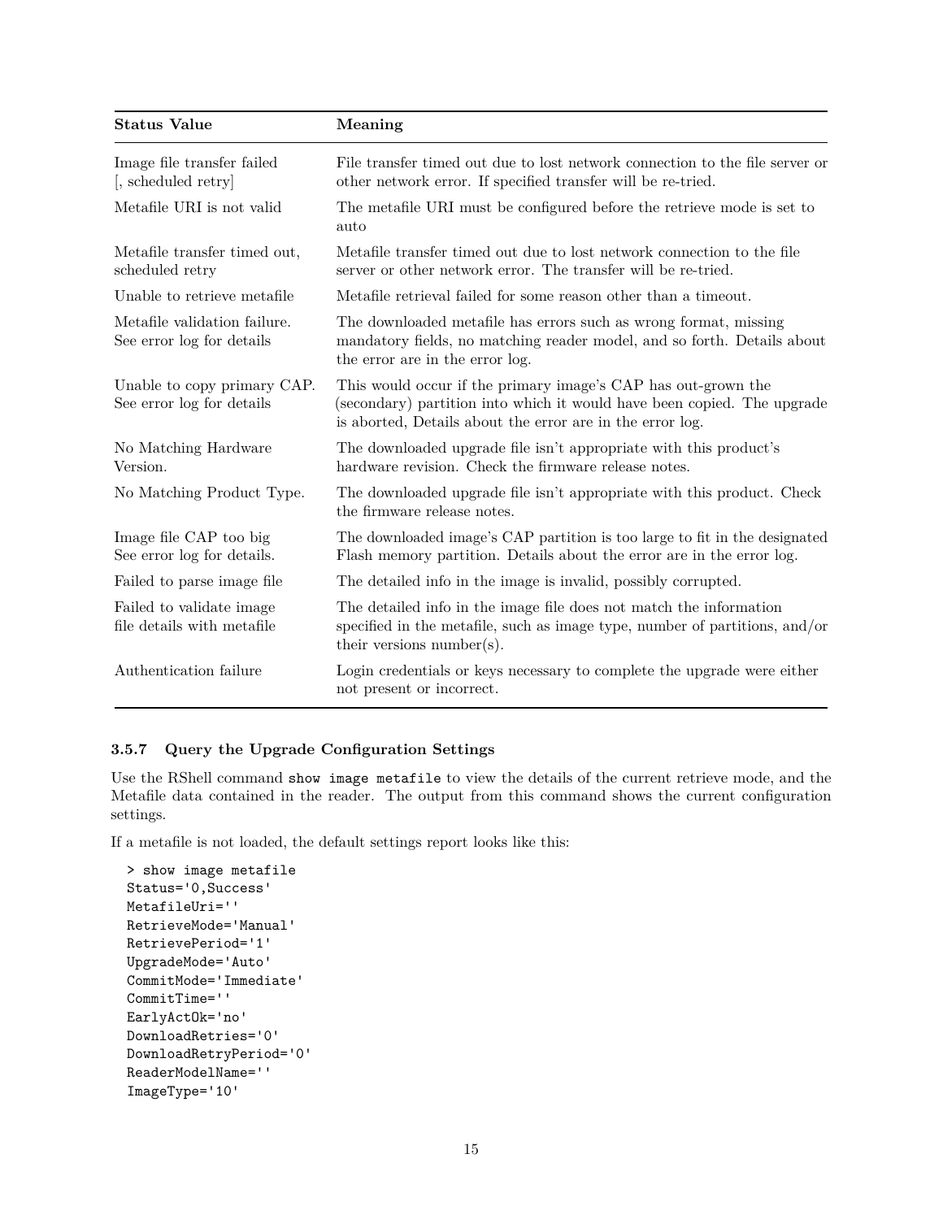| Status Value | Meaning |
|---|---|
| Image file transfer failed [, scheduled retry] | File transfer timed out due to lost network connection to the file server or other network error. If specified transfer will be re-tried. |
| Metafile URI is not valid | The metafile URI must be configured before the retrieve mode is set to auto |
| Metafile transfer timed out, scheduled retry | Metafile transfer timed out due to lost network connection to the file server or other network error. The transfer will be re-tried. |
| Unable to retrieve metafile | Metafile retrieval failed for some reason other than a timeout. |
| Metafile validation failure. See error log for details | The downloaded metafile has errors such as wrong format, missing mandatory fields, no matching reader model, and so forth. Details about the error are in the error log. |
| Unable to copy primary CAP. See error log for details | This would occur if the primary image's CAP has out-grown the (secondary) partition into which it would have been copied. The upgrade is aborted, Details about the error are in the error log. |
| No Matching Hardware Version. | The downloaded upgrade file isn't appropriate with this product's hardware revision. Check the firmware release notes. |
| No Matching Product Type. | The downloaded upgrade file isn't appropriate with this product. Check the firmware release notes. |
| Image file CAP too big See error log for details. | The downloaded image's CAP partition is too large to fit in the designated Flash memory partition. Details about the error are in the error log. |
| Failed to parse image file | The detailed info in the image is invalid, possibly corrupted. |
| Failed to validate image file details with metafile | The detailed info in the image file does not match the information specified in the metafile, such as image type, number of partitions, and/or their versions number(s). |
| Authentication failure | Login credentials or keys necessary to complete the upgrade were either not present or incorrect. |

### 3.5.7 Query the Upgrade Configuration Settings

Use the RShell command `show image metafile` to view the details of the current retrieve mode, and the Metafile data contained in the reader. The output from this command shows the current configuration settings.

If a metafile is not loaded, the default settings report looks like this:

```
> show image metafile
Status='0,Success'
MetafileUri=''
RetrieveMode='Manual'
RetrievePeriod='1'
UpgradeMode='Auto'
CommitMode='Immediate'
CommitTime=''
EarlyActOk='no'
DownloadRetries='0'
DownloadRetryPeriod='0'
ReaderModelName=''
ImageType='10'
```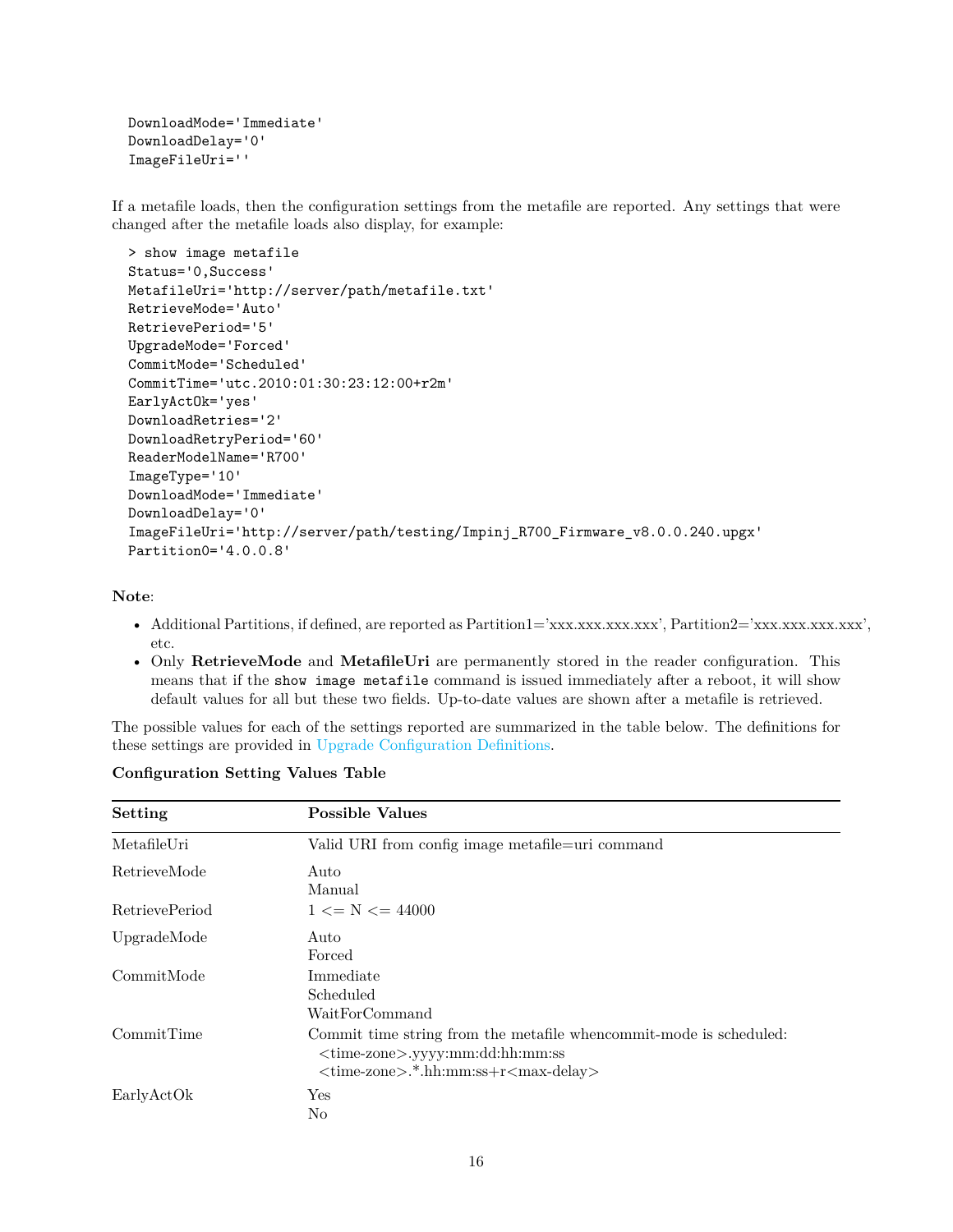```
DownloadMode='Immediate'
DownloadDelay='0'
ImageFileUri=''
```

If a metafile loads, then the configuration settings from the metafile are reported. Any settings that were changed after the metafile loads also display, for example:

```
> show image metafile
Status='0,Success'
MetafileUri='http://server/path/metafile.txt'
RetrieveMode='Auto'
RetrievePeriod='5'
UpgradeMode='Forced'
CommitMode='Scheduled'
CommitTime='utc.2010:01:30:23:12:00+r2m'
EarlyActOk='yes'
DownloadRetries='2'
DownloadRetryPeriod='60'
ReaderModelName='R700'
ImageType='10'
DownloadMode='Immediate'
DownloadDelay='0'
ImageFileUri='http://server/path/testing/Impinj_R700_Firmware_v8.0.0.240.upgx'
Partition0='4.0.0.8'
```

**Note**:

- Additional Partitions, if defined, are reported as Partition1='xxx.xxx.xxx.xxx', Partition2='xxx.xxx.xxx.xxx', etc.
- Only **RetrieveMode** and **MetafileUri** are permanently stored in the reader configuration. This means that if the `show image metafile` command is issued immediately after a reboot, it will show default values for all but these two fields. Up-to-date values are shown after a metafile is retrieved.

The possible values for each of the settings reported are summarized in the table below. The definitions for these settings are provided in Upgrade Configuration Definitions.

**Configuration Setting Values Table**

| Setting | Possible Values |
|---|---|
| MetafileUri | Valid URI from config image metafile=uri command |
| RetrieveMode | Auto<br>Manual |
| RetrievePeriod | 1 <= N <= 44000 |
| UpgradeMode | Auto<br>Forced |
| CommitMode | Immediate<br>Scheduled<br>WaitForCommand |
| CommitTime | Commit time string from the metafile whencommit-mode is scheduled:<br><time-zone>.yyyy:mm:dd:hh:mm:ss<br><time-zone>.*.hh:mm:ss+r<max-delay> |
| EarlyActOk | Yes<br>No |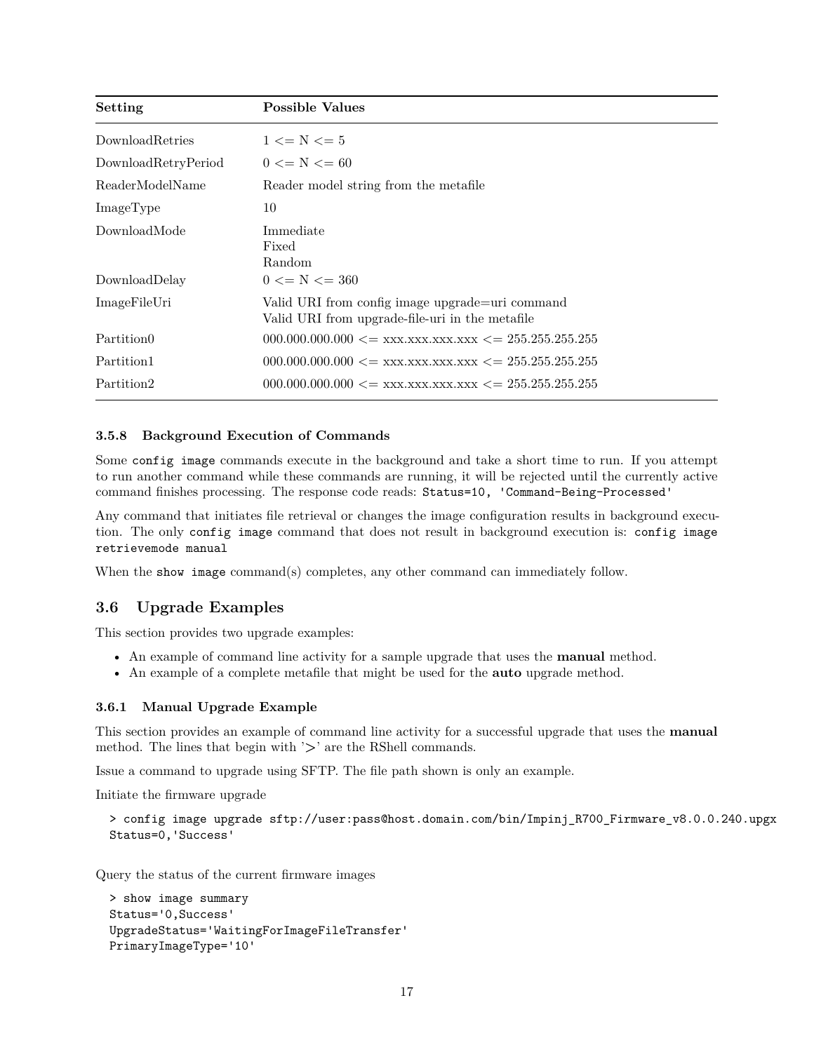| Setting | Possible Values |
| --- | --- |
| DownloadRetries | 1 <= N <= 5 |
| DownloadRetryPeriod | 0 <= N <= 60 |
| ReaderModelName | Reader model string from the metafile |
| ImageType | 10 |
| DownloadMode | Immediate<br>Fixed<br>Random |
| DownloadDelay | 0 <= N <= 360 |
| ImageFileUri | Valid URI from config image upgrade=uri command<br>Valid URI from upgrade-file-uri in the metafile |
| Partition0 | 000.000.000.000 <= xxx.xxx.xxx.xxx <= 255.255.255.255 |
| Partition1 | 000.000.000.000 <= xxx.xxx.xxx.xxx <= 255.255.255.255 |
| Partition2 | 000.000.000.000 <= xxx.xxx.xxx.xxx <= 255.255.255.255 |

#### 3.5.8 Background Execution of Commands

Some `config image` commands execute in the background and take a short time to run. If you attempt to run another command while these commands are running, it will be rejected until the currently active command finishes processing. The response code reads: `Status=10, 'Command-Being-Processed'`

Any command that initiates file retrieval or changes the image configuration results in background execution. The only `config image` command that does not result in background execution is: `config image retrievemode manual`

When the `show image` command(s) completes, any other command can immediately follow.

## 3.6 Upgrade Examples

This section provides two upgrade examples:

- An example of command line activity for a sample upgrade that uses the **manual** method.
- An example of a complete metafile that might be used for the **auto** upgrade method.

### 3.6.1 Manual Upgrade Example

This section provides an example of command line activity for a successful upgrade that uses the **manual** method. The lines that begin with '>' are the RShell commands.

Issue a command to upgrade using SFTP. The file path shown is only an example.

Initiate the firmware upgrade

```
> config image upgrade sftp://user:pass@host.domain.com/bin/Impinj_R700_Firmware_v8.0.0.240.upgx
Status=0,'Success'
```

Query the status of the current firmware images

```
> show image summary
Status='0,Success'
UpgradeStatus='WaitingForImageFileTransfer'
PrimaryImageType='10'
```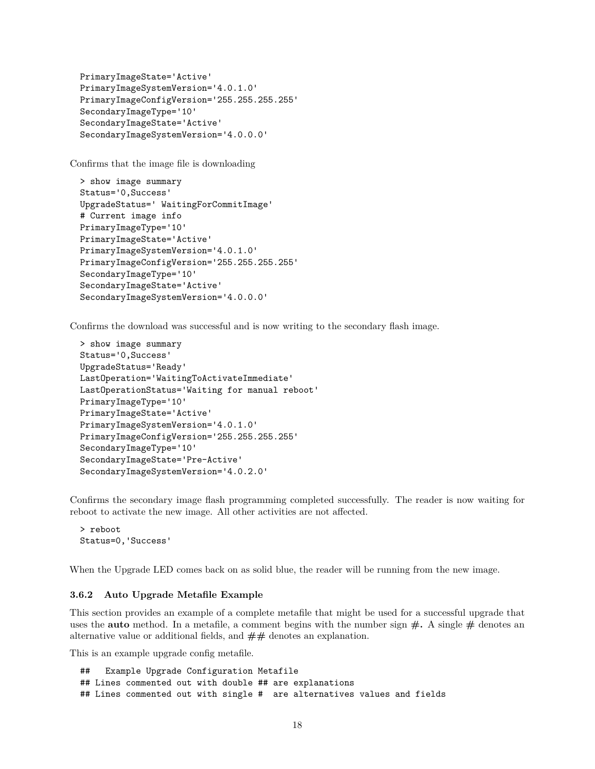```
PrimaryImageState='Active'
PrimaryImageSystemVersion='4.0.1.0'
PrimaryImageConfigVersion='255.255.255.255'
SecondaryImageType='10'
SecondaryImageState='Active'
SecondaryImageSystemVersion='4.0.0.0'
```

Confirms that the image file is downloading

```
> show image summary
Status='0,Success'
UpgradeStatus=' WaitingForCommitImage'
# Current image info
PrimaryImageType='10'
PrimaryImageState='Active'
PrimaryImageSystemVersion='4.0.1.0'
PrimaryImageConfigVersion='255.255.255.255'
SecondaryImageType='10'
SecondaryImageState='Active'
SecondaryImageSystemVersion='4.0.0.0'
```

Confirms the download was successful and is now writing to the secondary flash image.

```
> show image summary
Status='0,Success'
UpgradeStatus='Ready'
LastOperation='WaitingToActivateImmediate'
LastOperationStatus='Waiting for manual reboot'
PrimaryImageType='10'
PrimaryImageState='Active'
PrimaryImageSystemVersion='4.0.1.0'
PrimaryImageConfigVersion='255.255.255.255'
SecondaryImageType='10'
SecondaryImageState='Pre-Active'
SecondaryImageSystemVersion='4.0.2.0'
```

Confirms the secondary image flash programming completed successfully. The reader is now waiting for reboot to activate the new image. All other activities are not affected.

```
> reboot
Status=0,'Success'
```

When the Upgrade LED comes back on as solid blue, the reader will be running from the new image.

### 3.6.2 Auto Upgrade Metafile Example

This section provides an example of a complete metafile that might be used for a successful upgrade that uses the **auto** method. In a metafile, a comment begins with the number sign **#.** A single **#** denotes an alternative value or additional fields, and **##** denotes an explanation.

This is an example upgrade config metafile.

```
##   Example Upgrade Configuration Metafile
## Lines commented out with double ## are explanations
## Lines commented out with single #  are alternatives values and fields
```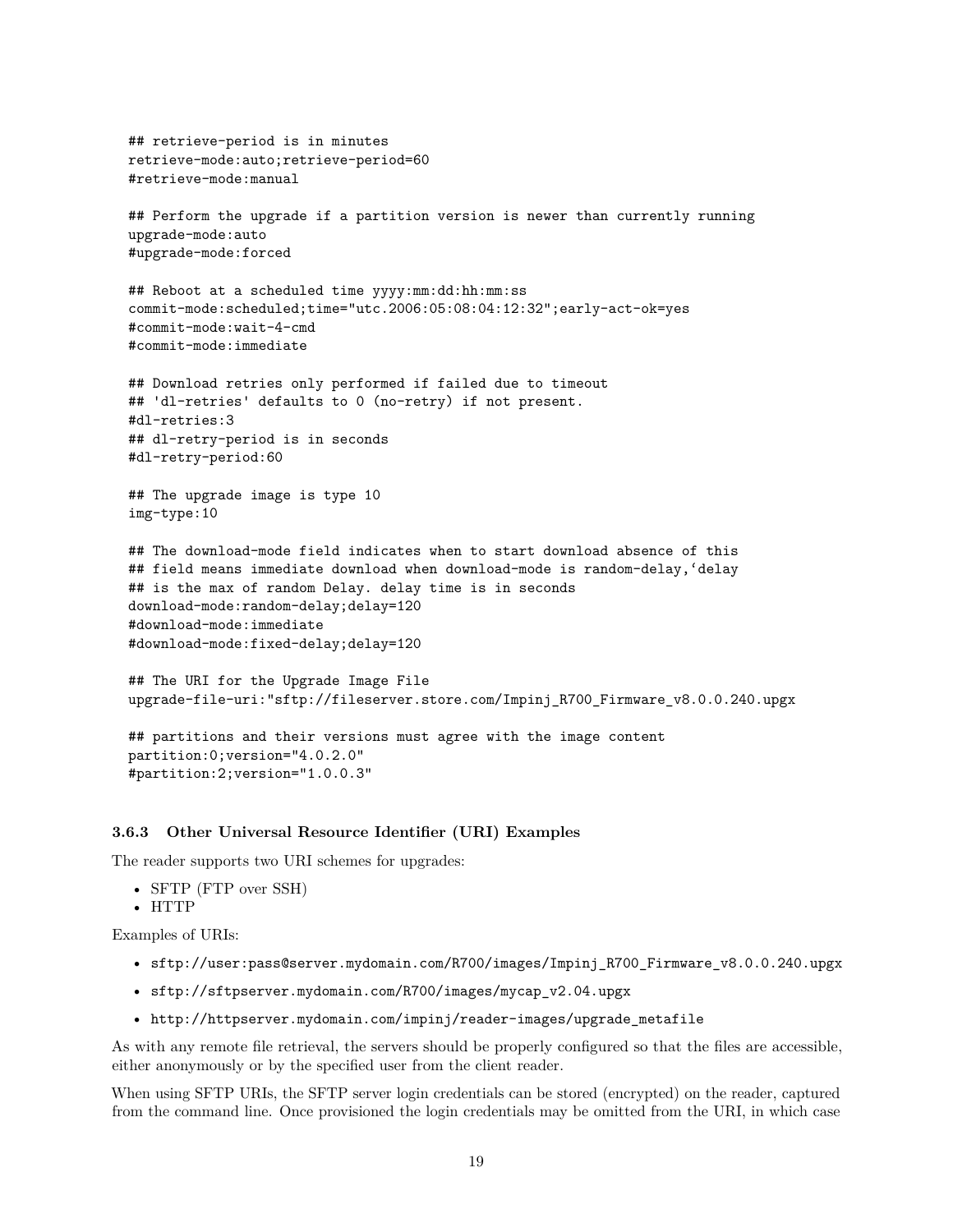```
## retrieve-period is in minutes
retrieve-mode:auto;retrieve-period=60
#retrieve-mode:manual

## Perform the upgrade if a partition version is newer than currently running
upgrade-mode:auto
#upgrade-mode:forced

## Reboot at a scheduled time yyyy:mm:dd:hh:mm:ss
commit-mode:scheduled;time="utc.2006:05:08:04:12:32";early-act-ok=yes
#commit-mode:wait-4-cmd
#commit-mode:immediate

## Download retries only performed if failed due to timeout
## 'dl-retries' defaults to 0 (no-retry) if not present.
#dl-retries:3
## dl-retry-period is in seconds
#dl-retry-period:60

## The upgrade image is type 10
img-type:10

## The download-mode field indicates when to start download absence of this
## field means immediate download when download-mode is random-delay,‘delay
## is the max of random Delay. delay time is in seconds
download-mode:random-delay;delay=120
#download-mode:immediate
#download-mode:fixed-delay;delay=120

## The URI for the Upgrade Image File
upgrade-file-uri:"sftp://fileserver.store.com/Impinj_R700_Firmware_v8.0.0.240.upgx

## partitions and their versions must agree with the image content
partition:0;version="4.0.2.0"
#partition:2;version="1.0.0.3"
```

### 3.6.3 Other Universal Resource Identifier (URI) Examples

The reader supports two URI schemes for upgrades:

- SFTP (FTP over SSH)
- HTTP

Examples of URIs:

- `sftp://user:pass@server.mydomain.com/R700/images/Impinj_R700_Firmware_v8.0.0.240.upgx`
- `sftp://sftpserver.mydomain.com/R700/images/mycap_v2.04.upgx`
- `http://httpserver.mydomain.com/impinj/reader-images/upgrade_metafile`

As with any remote file retrieval, the servers should be properly configured so that the files are accessible, either anonymously or by the specified user from the client reader.

When using SFTP URIs, the SFTP server login credentials can be stored (encrypted) on the reader, captured from the command line. Once provisioned the login credentials may be omitted from the URI, in which case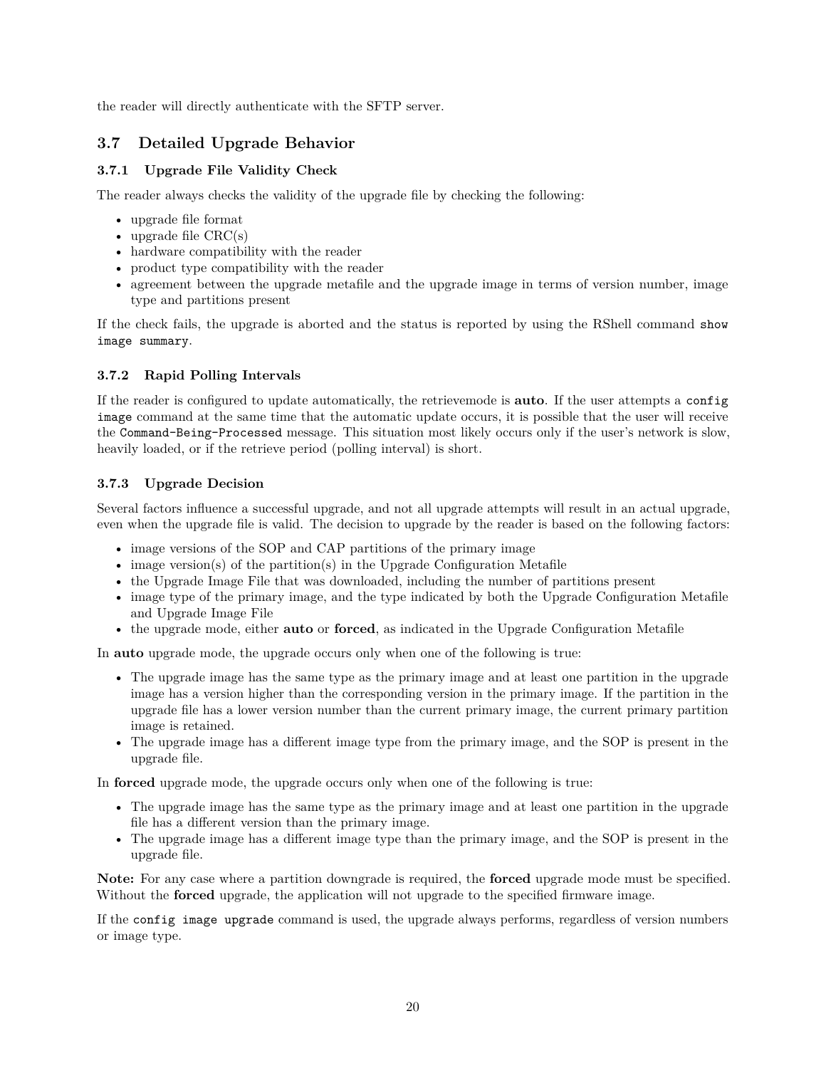the reader will directly authenticate with the SFTP server.

## 3.7 Detailed Upgrade Behavior

### 3.7.1 Upgrade File Validity Check

The reader always checks the validity of the upgrade file by checking the following:

- upgrade file format
- upgrade file CRC(s)
- hardware compatibility with the reader
- product type compatibility with the reader
- agreement between the upgrade metafile and the upgrade image in terms of version number, image type and partitions present

If the check fails, the upgrade is aborted and the status is reported by using the RShell command `show image summary`.

### 3.7.2 Rapid Polling Intervals

If the reader is configured to update automatically, the retrievemode is **auto**. If the user attempts a `config image` command at the same time that the automatic update occurs, it is possible that the user will receive the `Command-Being-Processed` message. This situation most likely occurs only if the user's network is slow, heavily loaded, or if the retrieve period (polling interval) is short.

### 3.7.3 Upgrade Decision

Several factors influence a successful upgrade, and not all upgrade attempts will result in an actual upgrade, even when the upgrade file is valid. The decision to upgrade by the reader is based on the following factors:

- image versions of the SOP and CAP partitions of the primary image
- image version(s) of the partition(s) in the Upgrade Configuration Metafile
- the Upgrade Image File that was downloaded, including the number of partitions present
- image type of the primary image, and the type indicated by both the Upgrade Configuration Metafile and Upgrade Image File
- the upgrade mode, either **auto** or **forced**, as indicated in the Upgrade Configuration Metafile

In **auto** upgrade mode, the upgrade occurs only when one of the following is true:

- The upgrade image has the same type as the primary image and at least one partition in the upgrade image has a version higher than the corresponding version in the primary image. If the partition in the upgrade file has a lower version number than the current primary image, the current primary partition image is retained.
- The upgrade image has a different image type from the primary image, and the SOP is present in the upgrade file.

In **forced** upgrade mode, the upgrade occurs only when one of the following is true:

- The upgrade image has the same type as the primary image and at least one partition in the upgrade file has a different version than the primary image.
- The upgrade image has a different image type than the primary image, and the SOP is present in the upgrade file.

**Note:** For any case where a partition downgrade is required, the **forced** upgrade mode must be specified. Without the **forced** upgrade, the application will not upgrade to the specified firmware image.

If the `config image upgrade` command is used, the upgrade always performs, regardless of version numbers or image type.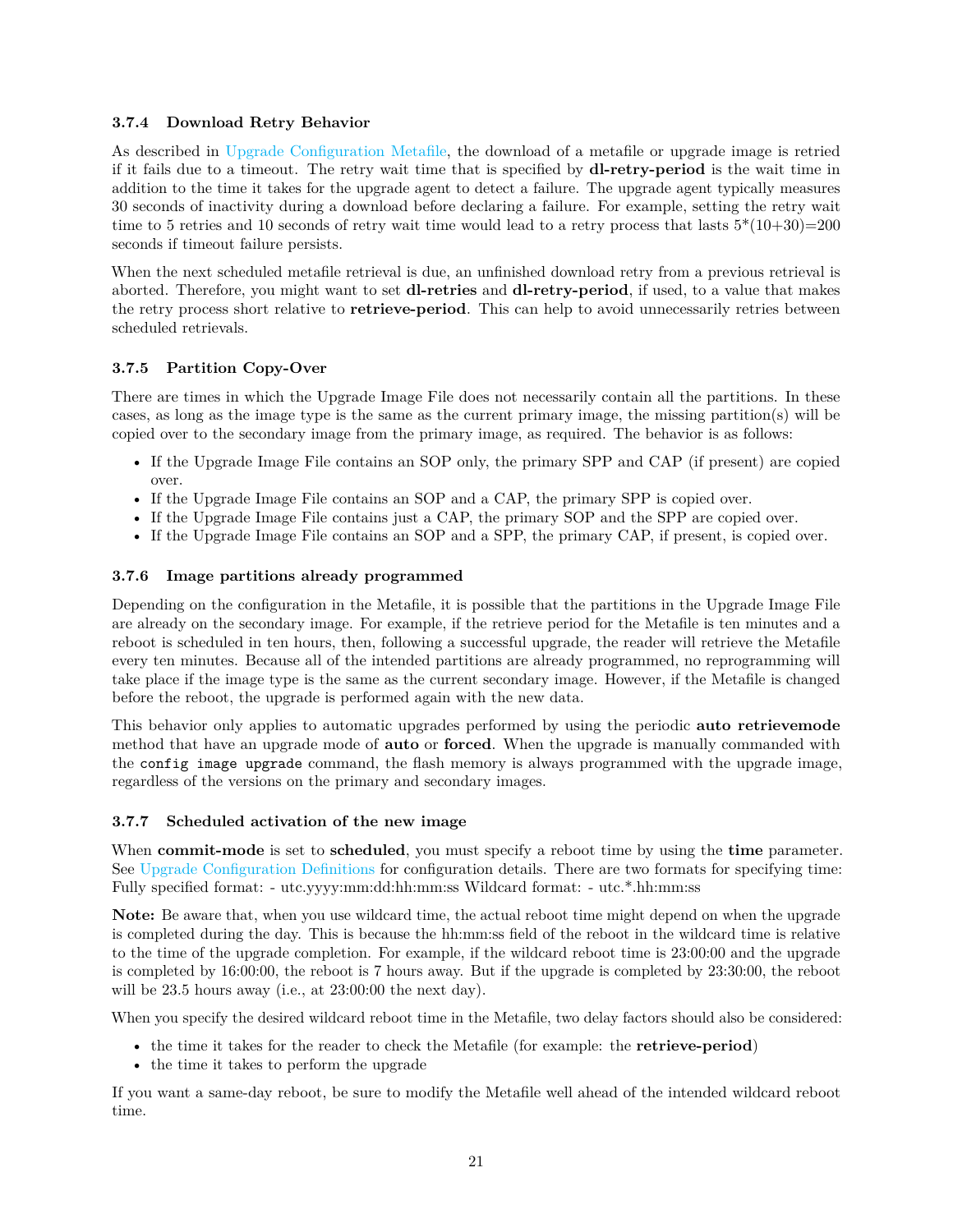### 3.7.4 Download Retry Behavior

As described in Upgrade Configuration Metafile, the download of a metafile or upgrade image is retried if it fails due to a timeout. The retry wait time that is specified by **dl-retry-period** is the wait time in addition to the time it takes for the upgrade agent to detect a failure. The upgrade agent typically measures 30 seconds of inactivity during a download before declaring a failure. For example, setting the retry wait time to 5 retries and 10 seconds of retry wait time would lead to a retry process that lasts 5*(10+30)=200 seconds if timeout failure persists.

When the next scheduled metafile retrieval is due, an unfinished download retry from a previous retrieval is aborted. Therefore, you might want to set **dl-retries** and **dl-retry-period**, if used, to a value that makes the retry process short relative to **retrieve-period**. This can help to avoid unnecessarily retries between scheduled retrievals.

### 3.7.5 Partition Copy-Over

There are times in which the Upgrade Image File does not necessarily contain all the partitions. In these cases, as long as the image type is the same as the current primary image, the missing partition(s) will be copied over to the secondary image from the primary image, as required. The behavior is as follows:

- If the Upgrade Image File contains an SOP only, the primary SPP and CAP (if present) are copied over.
- If the Upgrade Image File contains an SOP and a CAP, the primary SPP is copied over.
- If the Upgrade Image File contains just a CAP, the primary SOP and the SPP are copied over.
- If the Upgrade Image File contains an SOP and a SPP, the primary CAP, if present, is copied over.

### 3.7.6 Image partitions already programmed

Depending on the configuration in the Metafile, it is possible that the partitions in the Upgrade Image File are already on the secondary image. For example, if the retrieve period for the Metafile is ten minutes and a reboot is scheduled in ten hours, then, following a successful upgrade, the reader will retrieve the Metafile every ten minutes. Because all of the intended partitions are already programmed, no reprogramming will take place if the image type is the same as the current secondary image. However, if the Metafile is changed before the reboot, the upgrade is performed again with the new data.

This behavior only applies to automatic upgrades performed by using the periodic **auto retrievemode** method that have an upgrade mode of **auto** or **forced**. When the upgrade is manually commanded with the `config image upgrade` command, the flash memory is always programmed with the upgrade image, regardless of the versions on the primary and secondary images.

### 3.7.7 Scheduled activation of the new image

When **commit-mode** is set to **scheduled**, you must specify a reboot time by using the **time** parameter. See Upgrade Configuration Definitions for configuration details. There are two formats for specifying time: Fully specified format: - utc.yyyy:mm:dd:hh:mm:ss Wildcard format: - utc.*.hh:mm:ss

**Note:** Be aware that, when you use wildcard time, the actual reboot time might depend on when the upgrade is completed during the day. This is because the hh:mm:ss field of the reboot in the wildcard time is relative to the time of the upgrade completion. For example, if the wildcard reboot time is 23:00:00 and the upgrade is completed by 16:00:00, the reboot is 7 hours away. But if the upgrade is completed by 23:30:00, the reboot will be 23.5 hours away (i.e., at 23:00:00 the next day).

When you specify the desired wildcard reboot time in the Metafile, two delay factors should also be considered:

- the time it takes for the reader to check the Metafile (for example: the **retrieve-period**)
- the time it takes to perform the upgrade

If you want a same-day reboot, be sure to modify the Metafile well ahead of the intended wildcard reboot time.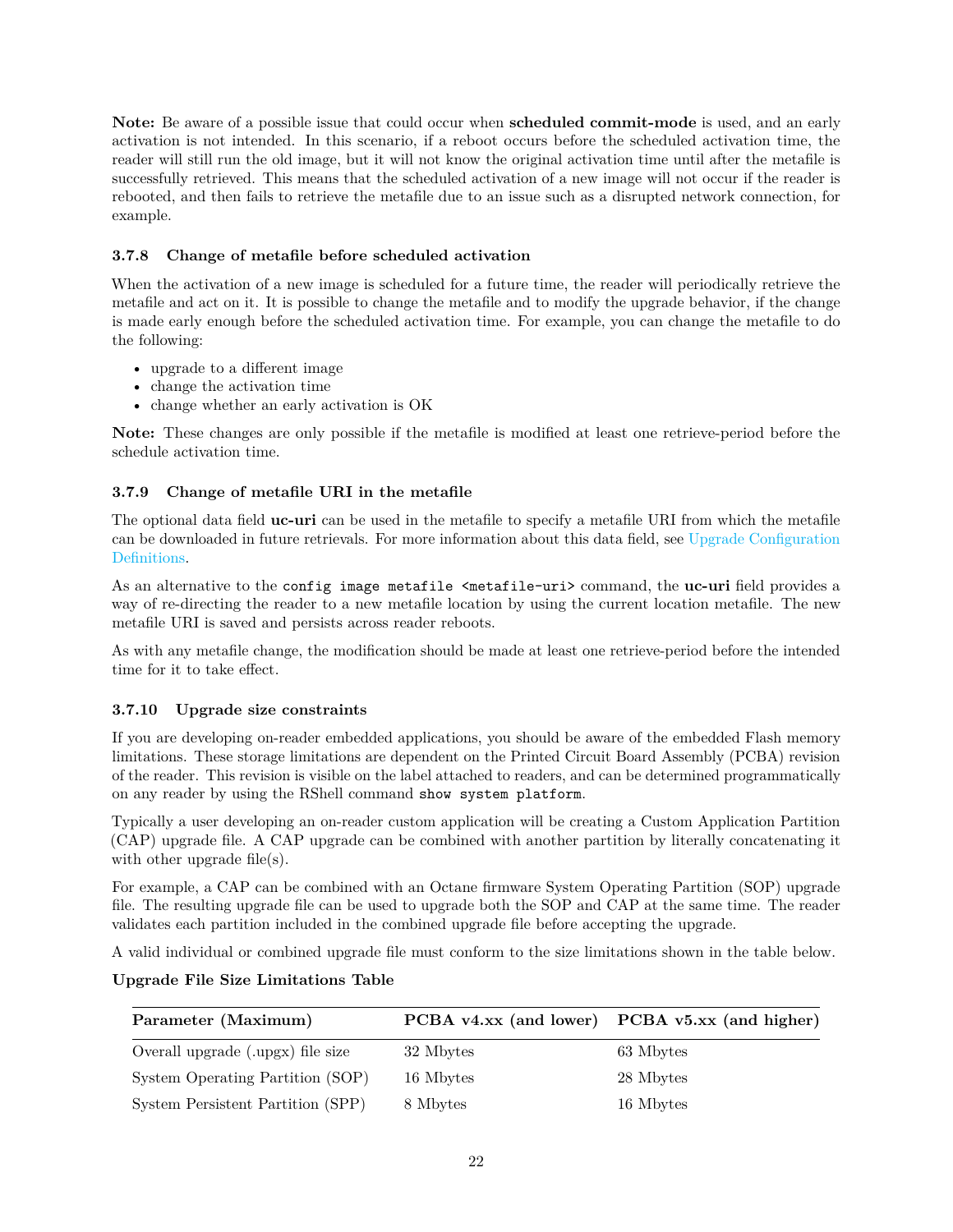**Note:** Be aware of a possible issue that could occur when **scheduled commit-mode** is used, and an early activation is not intended. In this scenario, if a reboot occurs before the scheduled activation time, the reader will still run the old image, but it will not know the original activation time until after the metafile is successfully retrieved. This means that the scheduled activation of a new image will not occur if the reader is rebooted, and then fails to retrieve the metafile due to an issue such as a disrupted network connection, for example.

### 3.7.8 Change of metafile before scheduled activation

When the activation of a new image is scheduled for a future time, the reader will periodically retrieve the metafile and act on it. It is possible to change the metafile and to modify the upgrade behavior, if the change is made early enough before the scheduled activation time. For example, you can change the metafile to do the following:

- upgrade to a different image
- change the activation time
- change whether an early activation is OK

**Note:** These changes are only possible if the metafile is modified at least one retrieve-period before the schedule activation time.

### 3.7.9 Change of metafile URI in the metafile

The optional data field **uc-uri** can be used in the metafile to specify a metafile URI from which the metafile can be downloaded in future retrievals. For more information about this data field, see Upgrade Configuration Definitions.

As an alternative to the `config image metafile <metafile-uri>` command, the **uc-uri** field provides a way of re-directing the reader to a new metafile location by using the current location metafile. The new metafile URI is saved and persists across reader reboots.

As with any metafile change, the modification should be made at least one retrieve-period before the intended time for it to take effect.

### 3.7.10 Upgrade size constraints

If you are developing on-reader embedded applications, you should be aware of the embedded Flash memory limitations. These storage limitations are dependent on the Printed Circuit Board Assembly (PCBA) revision of the reader. This revision is visible on the label attached to readers, and can be determined programmatically on any reader by using the RShell command `show system platform`.

Typically a user developing an on-reader custom application will be creating a Custom Application Partition (CAP) upgrade file. A CAP upgrade can be combined with another partition by literally concatenating it with other upgrade file(s).

For example, a CAP can be combined with an Octane firmware System Operating Partition (SOP) upgrade file. The resulting upgrade file can be used to upgrade both the SOP and CAP at the same time. The reader validates each partition included in the combined upgrade file before accepting the upgrade.

A valid individual or combined upgrade file must conform to the size limitations shown in the table below.

**Upgrade File Size Limitations Table**

| Parameter (Maximum) | PCBA v4.xx (and lower) | PCBA v5.xx (and higher) |
|---|---|---|
| Overall upgrade (.upgx) file size | 32 Mbytes | 63 Mbytes |
| System Operating Partition (SOP) | 16 Mbytes | 28 Mbytes |
| System Persistent Partition (SPP) | 8 Mbytes | 16 Mbytes |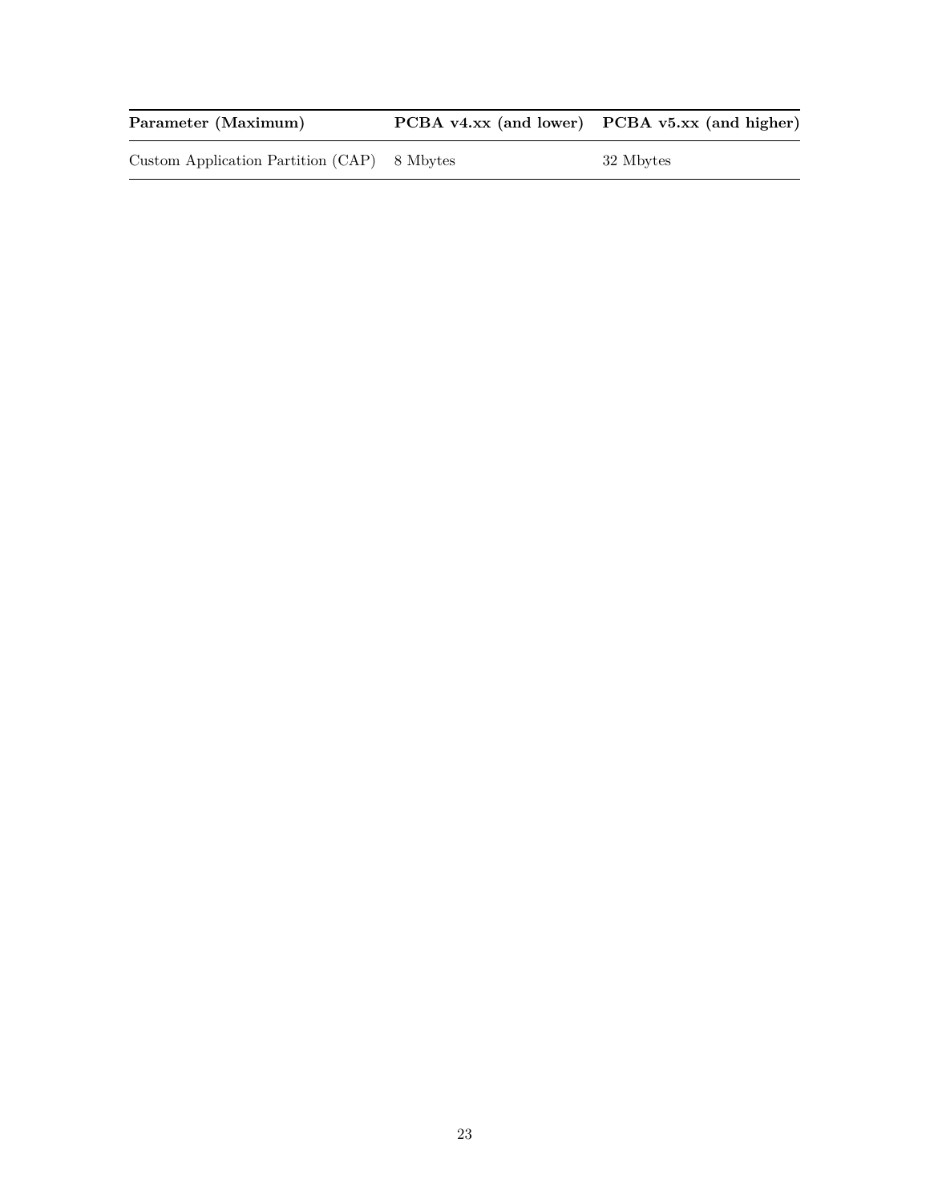| Parameter (Maximum) | PCBA v4.xx (and lower) | PCBA v5.xx (and higher) |
| --- | --- | --- |
| Custom Application Partition (CAP) | 8 Mbytes | 32 Mbytes |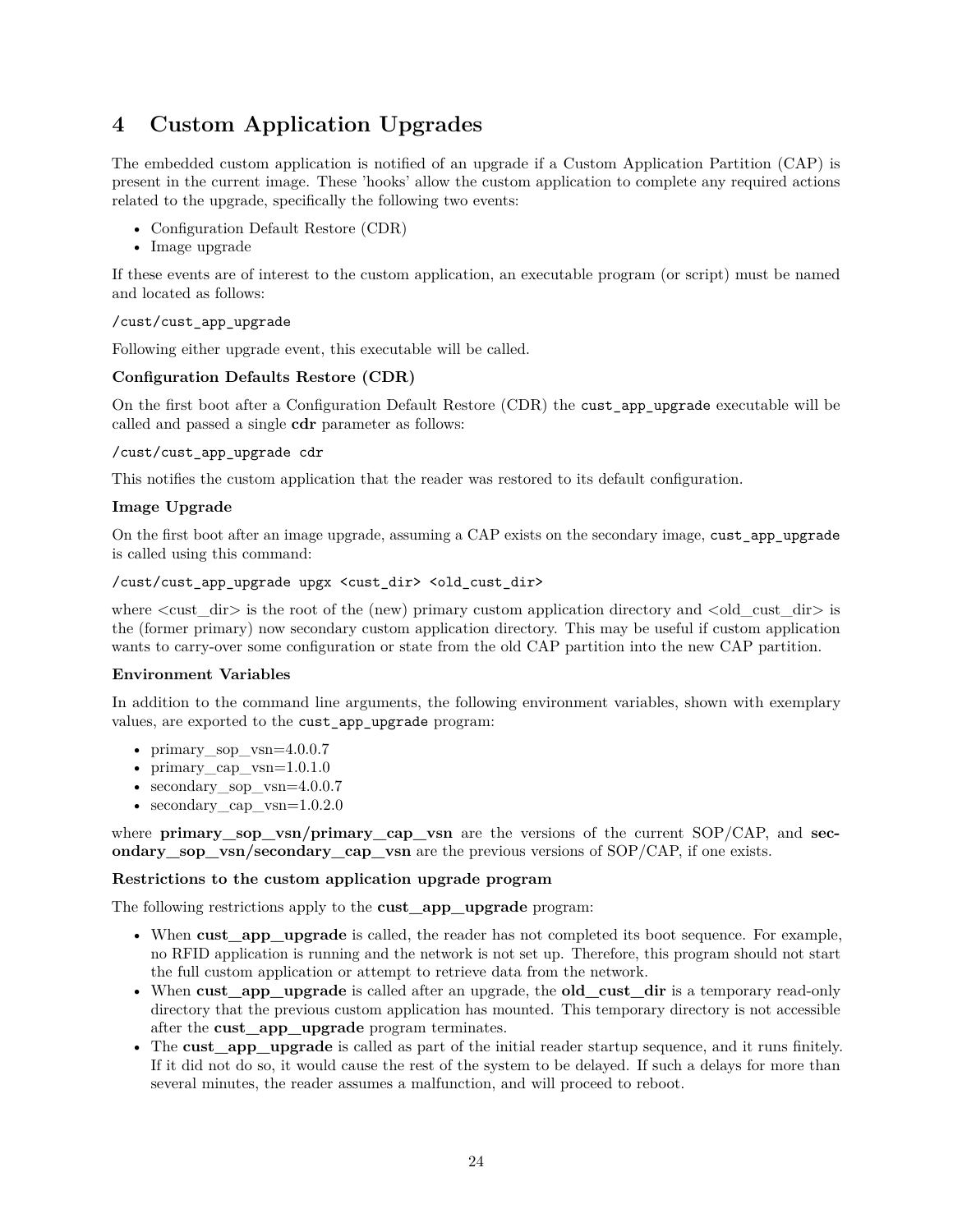# 4 Custom Application Upgrades

The embedded custom application is notified of an upgrade if a Custom Application Partition (CAP) is present in the current image. These 'hooks' allow the custom application to complete any required actions related to the upgrade, specifically the following two events:

- Configuration Default Restore (CDR)
- Image upgrade

If these events are of interest to the custom application, an executable program (or script) must be named and located as follows:

```
/cust/cust_app_upgrade
```

Following either upgrade event, this executable will be called.

**Configuration Defaults Restore (CDR)**

On the first boot after a Configuration Default Restore (CDR) the `cust_app_upgrade` executable will be called and passed a single **cdr** parameter as follows:

```
/cust/cust_app_upgrade cdr
```

This notifies the custom application that the reader was restored to its default configuration.

**Image Upgrade**

On the first boot after an image upgrade, assuming a CAP exists on the secondary image, `cust_app_upgrade` is called using this command:

```
/cust/cust_app_upgrade upgx <cust_dir> <old_cust_dir>
```

where <cust_dir> is the root of the (new) primary custom application directory and <old_cust_dir> is the (former primary) now secondary custom application directory. This may be useful if custom application wants to carry-over some configuration or state from the old CAP partition into the new CAP partition.

**Environment Variables**

In addition to the command line arguments, the following environment variables, shown with exemplary values, are exported to the `cust_app_upgrade` program:

- primary_sop_vsn=4.0.0.7
- primary_cap_vsn=1.0.1.0
- secondary_sop_vsn=4.0.0.7
- secondary_cap_vsn=1.0.2.0

where **primary_sop_vsn/primary_cap_vsn** are the versions of the current SOP/CAP, and **secondary_sop_vsn/secondary_cap_vsn** are the previous versions of SOP/CAP, if one exists.

**Restrictions to the custom application upgrade program**

The following restrictions apply to the **cust_app_upgrade** program:

- When **cust_app_upgrade** is called, the reader has not completed its boot sequence. For example, no RFID application is running and the network is not set up. Therefore, this program should not start the full custom application or attempt to retrieve data from the network.
- When **cust_app_upgrade** is called after an upgrade, the **old_cust_dir** is a temporary read-only directory that the previous custom application has mounted. This temporary directory is not accessible after the **cust_app_upgrade** program terminates.
- The **cust_app_upgrade** is called as part of the initial reader startup sequence, and it runs finitely. If it did not do so, it would cause the rest of the system to be delayed. If such a delays for more than several minutes, the reader assumes a malfunction, and will proceed to reboot.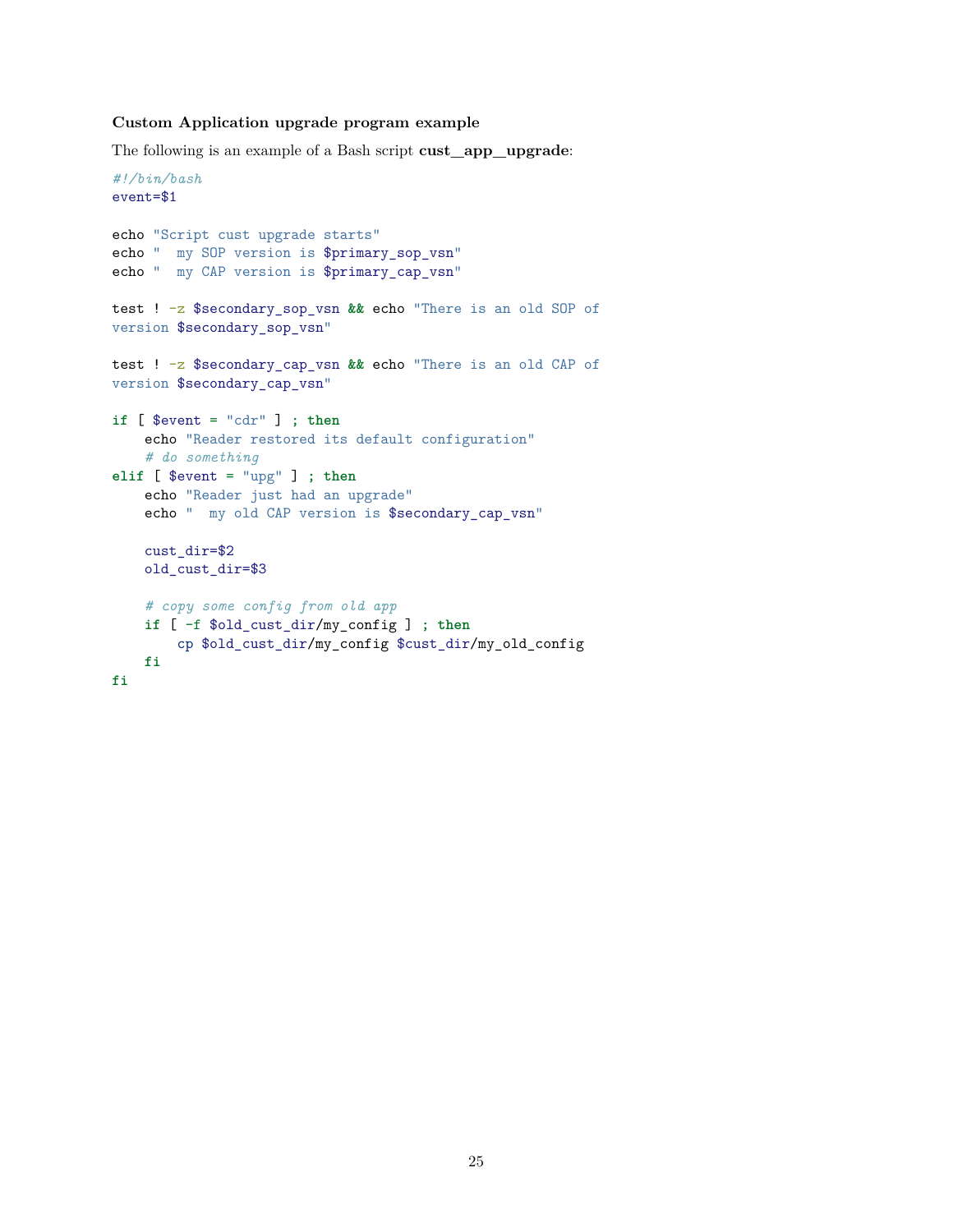**Custom Application upgrade program example**

The following is an example of a Bash script **cust_app_upgrade**:

```bash
#!/bin/bash
event=$1

echo "Script cust upgrade starts"
echo "  my SOP version is $primary_sop_vsn"
echo "  my CAP version is $primary_cap_vsn"

test ! -z $secondary_sop_vsn && echo "There is an old SOP of
version $secondary_sop_vsn"

test ! -z $secondary_cap_vsn && echo "There is an old CAP of
version $secondary_cap_vsn"

if [ $event = "cdr" ] ; then
    echo "Reader restored its default configuration"
    # do something
elif [ $event = "upg" ] ; then
    echo "Reader just had an upgrade"
    echo "  my old CAP version is $secondary_cap_vsn"

    cust_dir=$2
    old_cust_dir=$3

    # copy some config from old app
    if [ -f $old_cust_dir/my_config ] ; then
        cp $old_cust_dir/my_config $cust_dir/my_old_config
    fi
fi
```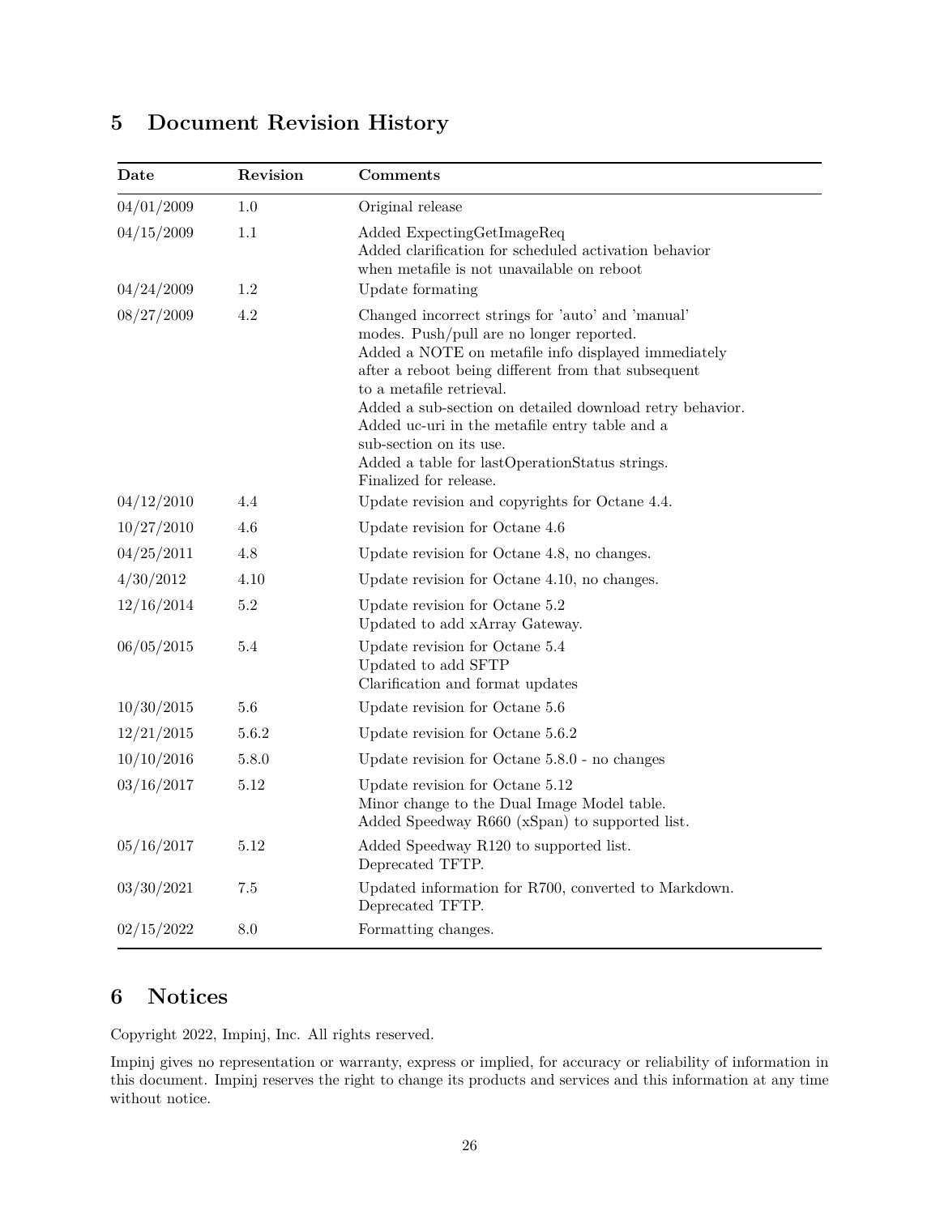# 5 Document Revision History

| Date | Revision | Comments |
|---|---|---|
| 04/01/2009 | 1.0 | Original release |
| 04/15/2009 | 1.1 | Added ExpectingGetImageReq<br>Added clarification for scheduled activation behavior when metafile is not unavailable on reboot |
| 04/24/2009 | 1.2 | Update formating |
| 08/27/2009 | 4.2 | Changed incorrect strings for 'auto' and 'manual' modes. Push/pull are no longer reported.<br>Added a NOTE on metafile info displayed immediately after a reboot being different from that subsequent to a metafile retrieval.<br>Added a sub-section on detailed download retry behavior.<br>Added uc-uri in the metafile entry table and a sub-section on its use.<br>Added a table for lastOperationStatus strings.<br>Finalized for release. |
| 04/12/2010 | 4.4 | Update revision and copyrights for Octane 4.4. |
| 10/27/2010 | 4.6 | Update revision for Octane 4.6 |
| 04/25/2011 | 4.8 | Update revision for Octane 4.8, no changes. |
| 4/30/2012 | 4.10 | Update revision for Octane 4.10, no changes. |
| 12/16/2014 | 5.2 | Update revision for Octane 5.2<br>Updated to add xArray Gateway. |
| 06/05/2015 | 5.4 | Update revision for Octane 5.4<br>Updated to add SFTP<br>Clarification and format updates |
| 10/30/2015 | 5.6 | Update revision for Octane 5.6 |
| 12/21/2015 | 5.6.2 | Update revision for Octane 5.6.2 |
| 10/10/2016 | 5.8.0 | Update revision for Octane 5.8.0 - no changes |
| 03/16/2017 | 5.12 | Update revision for Octane 5.12<br>Minor change to the Dual Image Model table.<br>Added Speedway R660 (xSpan) to supported list. |
| 05/16/2017 | 5.12 | Added Speedway R120 to supported list.<br>Deprecated TFTP. |
| 03/30/2021 | 7.5 | Updated information for R700, converted to Markdown.<br>Deprecated TFTP. |
| 02/15/2022 | 8.0 | Formatting changes. |

# 6 Notices

Copyright 2022, Impinj, Inc. All rights reserved.

Impinj gives no representation or warranty, express or implied, for accuracy or reliability of information in this document. Impinj reserves the right to change its products and services and this information at any time without notice.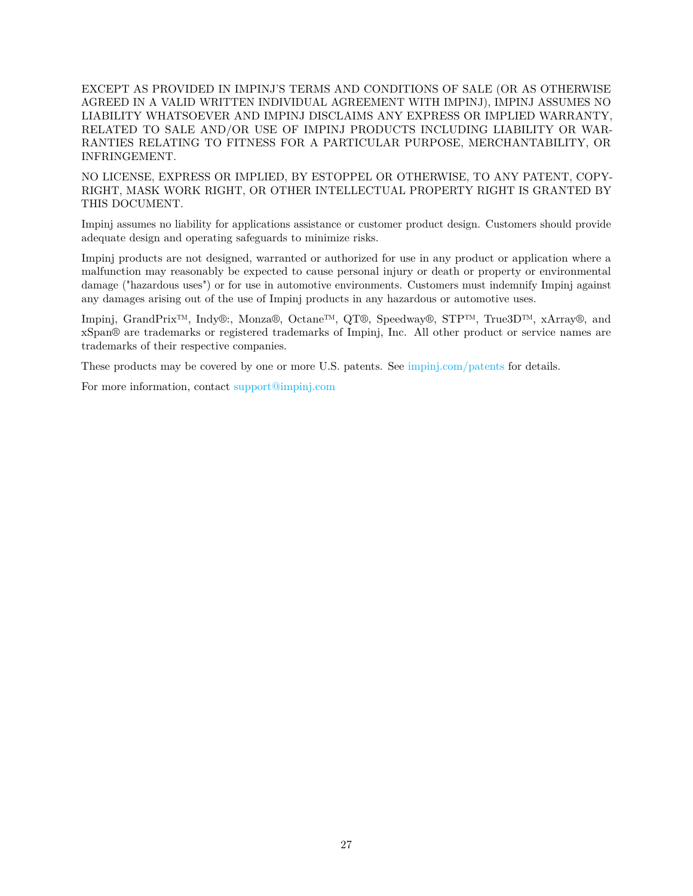EXCEPT AS PROVIDED IN IMPINJ'S TERMS AND CONDITIONS OF SALE (OR AS OTHERWISE AGREED IN A VALID WRITTEN INDIVIDUAL AGREEMENT WITH IMPINJ), IMPINJ ASSUMES NO LIABILITY WHATSOEVER AND IMPINJ DISCLAIMS ANY EXPRESS OR IMPLIED WARRANTY, RELATED TO SALE AND/OR USE OF IMPINJ PRODUCTS INCLUDING LIABILITY OR WARRANTIES RELATING TO FITNESS FOR A PARTICULAR PURPOSE, MERCHANTABILITY, OR INFRINGEMENT.

NO LICENSE, EXPRESS OR IMPLIED, BY ESTOPPEL OR OTHERWISE, TO ANY PATENT, COPYRIGHT, MASK WORK RIGHT, OR OTHER INTELLECTUAL PROPERTY RIGHT IS GRANTED BY THIS DOCUMENT.

Impinj assumes no liability for applications assistance or customer product design. Customers should provide adequate design and operating safeguards to minimize risks.

Impinj products are not designed, warranted or authorized for use in any product or application where a malfunction may reasonably be expected to cause personal injury or death or property or environmental damage ("hazardous uses") or for use in automotive environments. Customers must indemnify Impinj against any damages arising out of the use of Impinj products in any hazardous or automotive uses.

Impinj, GrandPrix™, Indy®:, Monza®, Octane™, QT®, Speedway®, STP™, True3D™, xArray®, and xSpan® are trademarks or registered trademarks of Impinj, Inc. All other product or service names are trademarks of their respective companies.

These products may be covered by one or more U.S. patents. See impinj.com/patents for details.

For more information, contact support@impinj.com